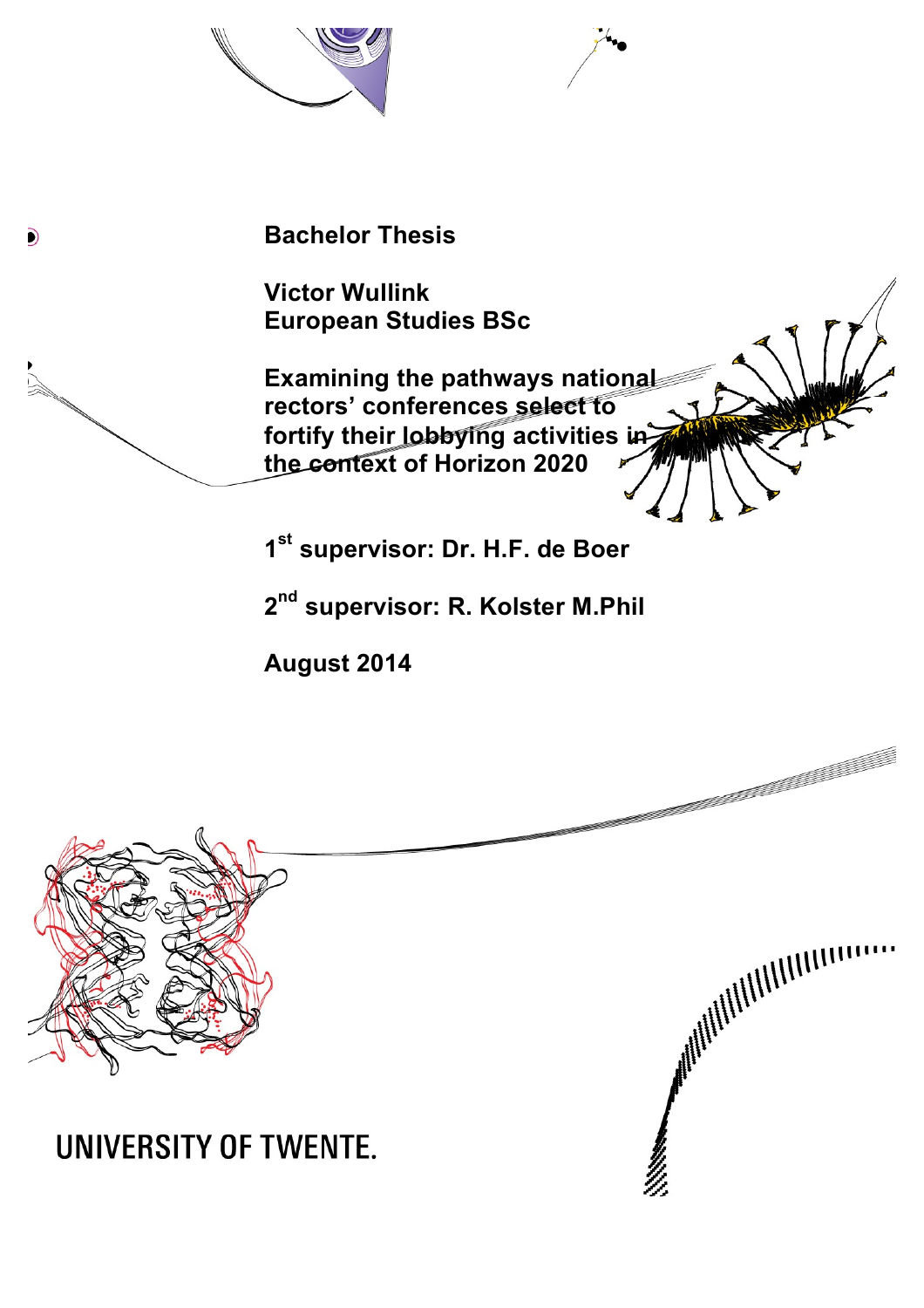**Bachelor Thesis**

**Victor Wullink**
**European Studies BSc**

# Examining the pathways national rectors' conferences select to fortify their lobbying activities in the context of Horizon 2020

**1st supervisor: Dr. H.F. de Boer**

**2nd supervisor: R. Kolster M.Phil**

**August 2014**

UNIVERSITY OF TWENTE.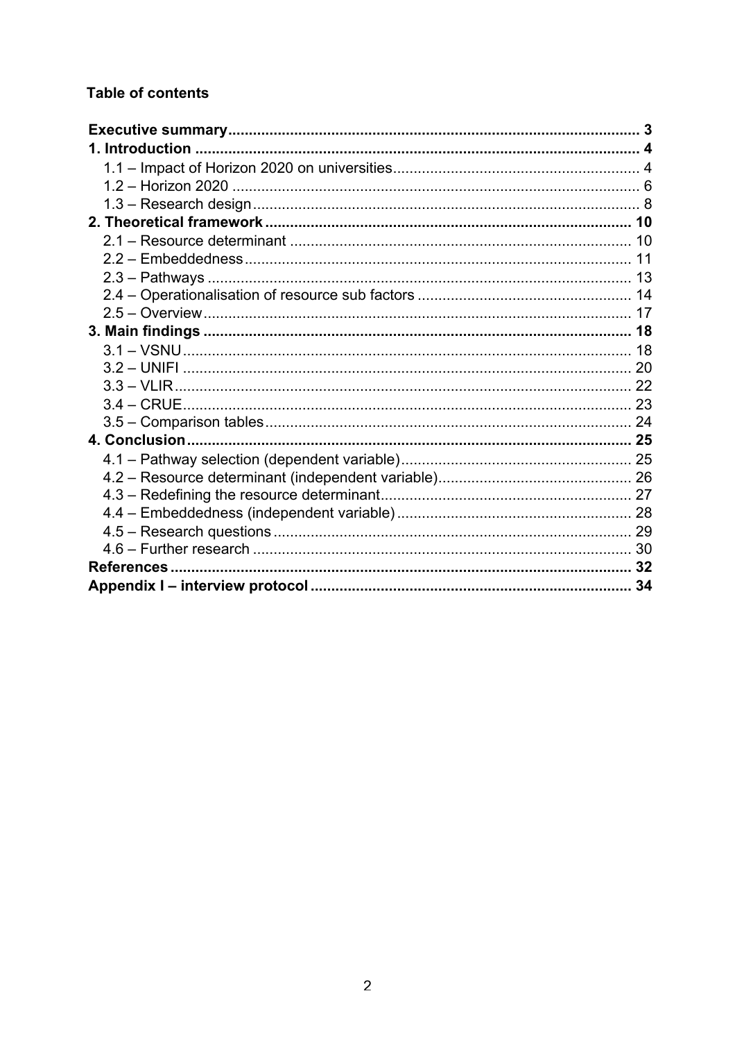**Table of contents**

**Executive summary** .......... **3**

**1. Introduction** .......... **4**

- 1.1 – Impact of Horizon 2020 on universities .......... 4
- 1.2 – Horizon 2020 .......... 6
- 1.3 – Research design .......... 8

**2. Theoretical framework** .......... **10**

- 2.1 – Resource determinant .......... 10
- 2.2 – Embeddedness .......... 11
- 2.3 – Pathways .......... 13
- 2.4 – Operationalisation of resource sub factors .......... 14
- 2.5 – Overview .......... 17

**3. Main findings** .......... **18**

- 3.1 – VSNU .......... 18
- 3.2 – UNIFI .......... 20
- 3.3 – VLIR .......... 22
- 3.4 – CRUE .......... 23
- 3.5 – Comparison tables .......... 24

**4. Conclusion** .......... **25**

- 4.1 – Pathway selection (dependent variable) .......... 25
- 4.2 – Resource determinant (independent variable) .......... 26
- 4.3 – Redefining the resource determinant .......... 27
- 4.4 – Embeddedness (independent variable) .......... 28
- 4.5 – Research questions .......... 29
- 4.6 – Further research .......... 30

**References** .......... **32**

**Appendix I – interview protocol** .......... **34**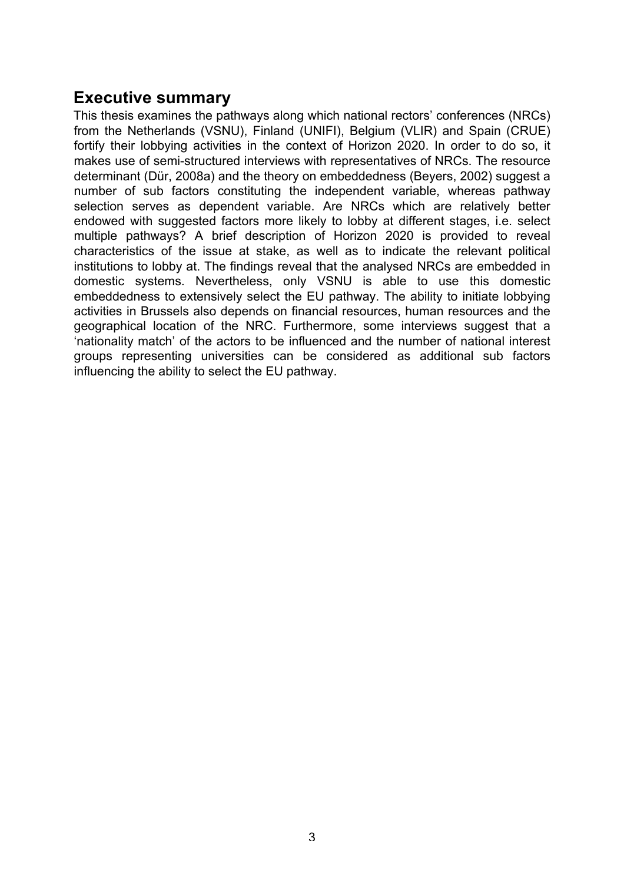## Executive summary

This thesis examines the pathways along which national rectors' conferences (NRCs) from the Netherlands (VSNU), Finland (UNIFI), Belgium (VLIR) and Spain (CRUE) fortify their lobbying activities in the context of Horizon 2020. In order to do so, it makes use of semi-structured interviews with representatives of NRCs. The resource determinant (Dür, 2008a) and the theory on embeddedness (Beyers, 2002) suggest a number of sub factors constituting the independent variable, whereas pathway selection serves as dependent variable. Are NRCs which are relatively better endowed with suggested factors more likely to lobby at different stages, i.e. select multiple pathways? A brief description of Horizon 2020 is provided to reveal characteristics of the issue at stake, as well as to indicate the relevant political institutions to lobby at. The findings reveal that the analysed NRCs are embedded in domestic systems. Nevertheless, only VSNU is able to use this domestic embeddedness to extensively select the EU pathway. The ability to initiate lobbying activities in Brussels also depends on financial resources, human resources and the geographical location of the NRC. Furthermore, some interviews suggest that a 'nationality match' of the actors to be influenced and the number of national interest groups representing universities can be considered as additional sub factors influencing the ability to select the EU pathway.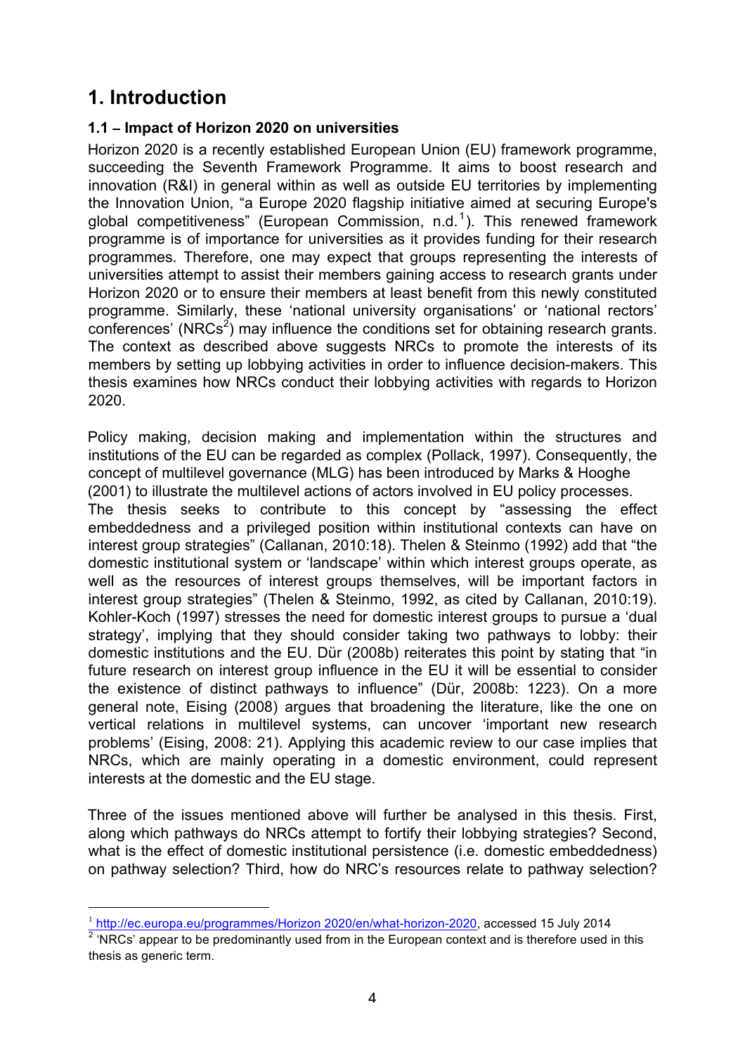# 1. Introduction

### 1.1 – Impact of Horizon 2020 on universities

Horizon 2020 is a recently established European Union (EU) framework programme, succeeding the Seventh Framework Programme. It aims to boost research and innovation (R&I) in general within as well as outside EU territories by implementing the Innovation Union, "a Europe 2020 flagship initiative aimed at securing Europe's global competitiveness" (European Commission, n.d.[1]). This renewed framework programme is of importance for universities as it provides funding for their research programmes. Therefore, one may expect that groups representing the interests of universities attempt to assist their members gaining access to research grants under Horizon 2020 or to ensure their members at least benefit from this newly constituted programme. Similarly, these 'national university organisations' or 'national rectors' conferences' (NRCs[2]) may influence the conditions set for obtaining research grants. The context as described above suggests NRCs to promote the interests of its members by setting up lobbying activities in order to influence decision-makers. This thesis examines how NRCs conduct their lobbying activities with regards to Horizon 2020.

Policy making, decision making and implementation within the structures and institutions of the EU can be regarded as complex (Pollack, 1997). Consequently, the concept of multilevel governance (MLG) has been introduced by Marks & Hooghe (2001) to illustrate the multilevel actions of actors involved in EU policy processes.
The thesis seeks to contribute to this concept by "assessing the effect embeddedness and a privileged position within institutional contexts can have on interest group strategies" (Callanan, 2010:18). Thelen & Steinmo (1992) add that "the domestic institutional system or 'landscape' within which interest groups operate, as well as the resources of interest groups themselves, will be important factors in interest group strategies" (Thelen & Steinmo, 1992, as cited by Callanan, 2010:19). Kohler-Koch (1997) stresses the need for domestic interest groups to pursue a 'dual strategy', implying that they should consider taking two pathways to lobby: their domestic institutions and the EU. Dür (2008b) reiterates this point by stating that "in future research on interest group influence in the EU it will be essential to consider the existence of distinct pathways to influence" (Dür, 2008b: 1223). On a more general note, Eising (2008) argues that broadening the literature, like the one on vertical relations in multilevel systems, can uncover 'important new research problems' (Eising, 2008: 21). Applying this academic review to our case implies that NRCs, which are mainly operating in a domestic environment, could represent interests at the domestic and the EU stage.

Three of the issues mentioned above will further be analysed in this thesis. First, along which pathways do NRCs attempt to fortify their lobbying strategies? Second, what is the effect of domestic institutional persistence (i.e. domestic embeddedness) on pathway selection? Third, how do NRC's resources relate to pathway selection?

---

[1] http://ec.europa.eu/programmes/Horizon 2020/en/what-horizon-2020, accessed 15 July 2014

[2] 'NRCs' appear to be predominantly used from in the European context and is therefore used in this thesis as generic term.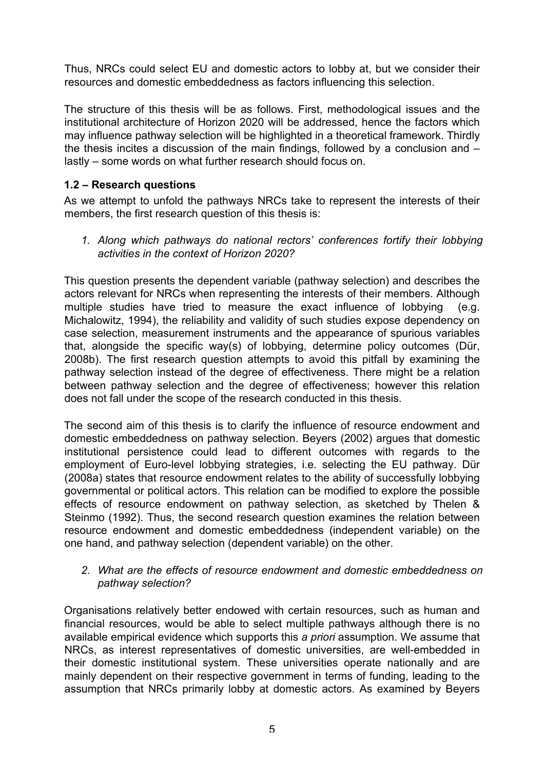Thus, NRCs could select EU and domestic actors to lobby at, but we consider their resources and domestic embeddedness as factors influencing this selection.

The structure of this thesis will be as follows. First, methodological issues and the institutional architecture of Horizon 2020 will be addressed, hence the factors which may influence pathway selection will be highlighted in a theoretical framework. Thirdly the thesis incites a discussion of the main findings, followed by a conclusion and – lastly – some words on what further research should focus on.

### 1.2 – Research questions

As we attempt to unfold the pathways NRCs take to represent the interests of their members, the first research question of this thesis is:

1. *Along which pathways do national rectors' conferences fortify their lobbying activities in the context of Horizon 2020?*

This question presents the dependent variable (pathway selection) and describes the actors relevant for NRCs when representing the interests of their members. Although multiple studies have tried to measure the exact influence of lobbying (e.g. Michalowitz, 1994), the reliability and validity of such studies expose dependency on case selection, measurement instruments and the appearance of spurious variables that, alongside the specific way(s) of lobbying, determine policy outcomes (Dür, 2008b). The first research question attempts to avoid this pitfall by examining the pathway selection instead of the degree of effectiveness. There might be a relation between pathway selection and the degree of effectiveness; however this relation does not fall under the scope of the research conducted in this thesis.

The second aim of this thesis is to clarify the influence of resource endowment and domestic embeddedness on pathway selection. Beyers (2002) argues that domestic institutional persistence could lead to different outcomes with regards to the employment of Euro-level lobbying strategies, i.e. selecting the EU pathway. Dür (2008a) states that resource endowment relates to the ability of successfully lobbying governmental or political actors. This relation can be modified to explore the possible effects of resource endowment on pathway selection, as sketched by Thelen & Steinmo (1992). Thus, the second research question examines the relation between resource endowment and domestic embeddedness (independent variable) on the one hand, and pathway selection (dependent variable) on the other.

2. *What are the effects of resource endowment and domestic embeddedness on pathway selection?*

Organisations relatively better endowed with certain resources, such as human and financial resources, would be able to select multiple pathways although there is no available empirical evidence which supports this *a priori* assumption. We assume that NRCs, as interest representatives of domestic universities, are well-embedded in their domestic institutional system. These universities operate nationally and are mainly dependent on their respective government in terms of funding, leading to the assumption that NRCs primarily lobby at domestic actors. As examined by Beyers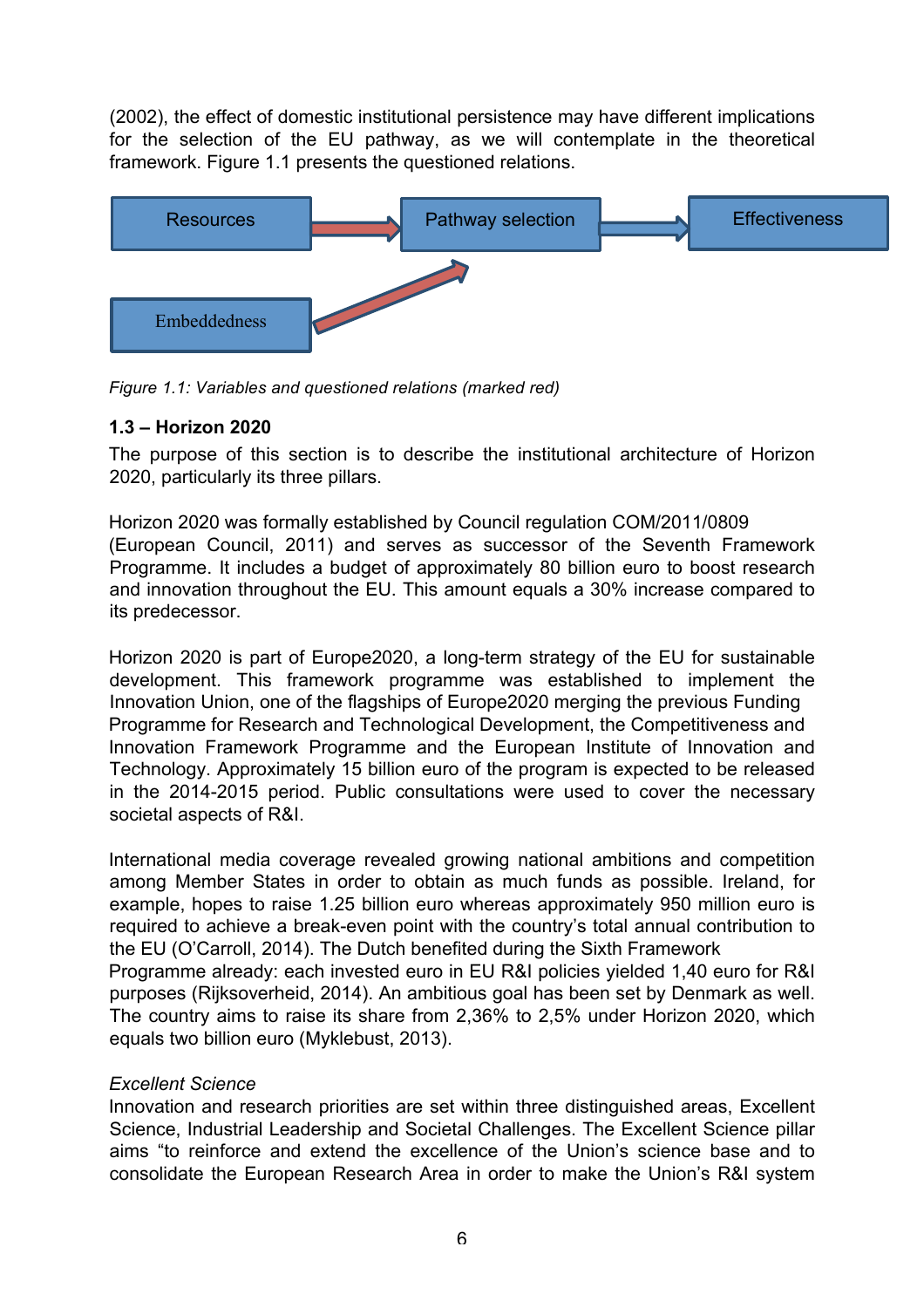(2002), the effect of domestic institutional persistence may have different implications for the selection of the EU pathway, as we will contemplate in the theoretical framework. Figure 1.1 presents the questioned relations.

Resources → Pathway selection → Effectiveness

Embeddedness → Pathway selection

*Figure 1.1: Variables and questioned relations (marked red)*

### 1.3 – Horizon 2020

The purpose of this section is to describe the institutional architecture of Horizon 2020, particularly its three pillars.

Horizon 2020 was formally established by Council regulation COM/2011/0809 (European Council, 2011) and serves as successor of the Seventh Framework Programme. It includes a budget of approximately 80 billion euro to boost research and innovation throughout the EU. This amount equals a 30% increase compared to its predecessor.

Horizon 2020 is part of Europe2020, a long-term strategy of the EU for sustainable development. This framework programme was established to implement the Innovation Union, one of the flagships of Europe2020 merging the previous Funding Programme for Research and Technological Development, the Competitiveness and Innovation Framework Programme and the European Institute of Innovation and Technology. Approximately 15 billion euro of the program is expected to be released in the 2014-2015 period. Public consultations were used to cover the necessary societal aspects of R&I.

International media coverage revealed growing national ambitions and competition among Member States in order to obtain as much funds as possible. Ireland, for example, hopes to raise 1.25 billion euro whereas approximately 950 million euro is required to achieve a break-even point with the country's total annual contribution to the EU (O'Carroll, 2014). The Dutch benefited during the Sixth Framework Programme already: each invested euro in EU R&I policies yielded 1,40 euro for R&I purposes (Rijksoverheid, 2014). An ambitious goal has been set by Denmark as well. The country aims to raise its share from 2,36% to 2,5% under Horizon 2020, which equals two billion euro (Myklebust, 2013).

*Excellent Science*

Innovation and research priorities are set within three distinguished areas, Excellent Science, Industrial Leadership and Societal Challenges. The Excellent Science pillar aims "to reinforce and extend the excellence of the Union's science base and to consolidate the European Research Area in order to make the Union's R&I system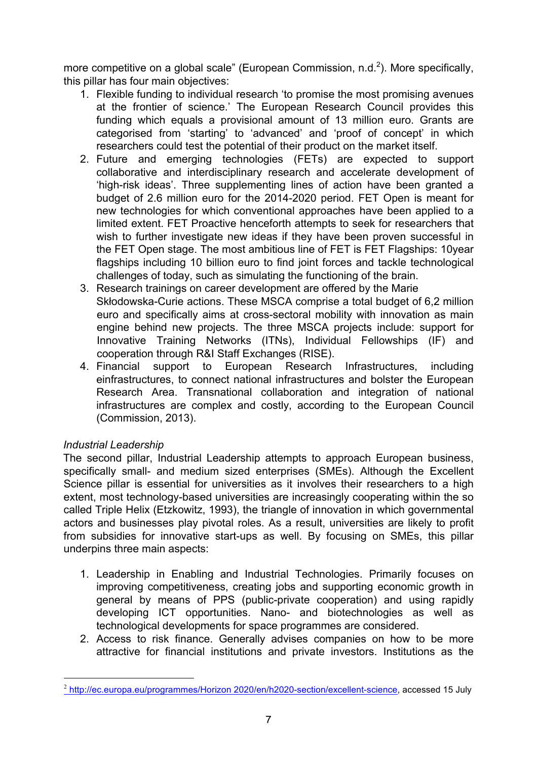more competitive on a global scale" (European Commission, n.d.[2]). More specifically, this pillar has four main objectives:

1. Flexible funding to individual research 'to promise the most promising avenues at the frontier of science.' The European Research Council provides this funding which equals a provisional amount of 13 million euro. Grants are categorised from 'starting' to 'advanced' and 'proof of concept' in which researchers could test the potential of their product on the market itself.
2. Future and emerging technologies (FETs) are expected to support collaborative and interdisciplinary research and accelerate development of 'high-risk ideas'. Three supplementing lines of action have been granted a budget of 2.6 million euro for the 2014-2020 period. FET Open is meant for new technologies for which conventional approaches have been applied to a limited extent. FET Proactive henceforth attempts to seek for researchers that wish to further investigate new ideas if they have been proven successful in the FET Open stage. The most ambitious line of FET is FET Flagships: 10year flagships including 10 billion euro to find joint forces and tackle technological challenges of today, such as simulating the functioning of the brain.
3. Research trainings on career development are offered by the Marie Skłodowska-Curie actions. These MSCA comprise a total budget of 6,2 million euro and specifically aims at cross-sectoral mobility with innovation as main engine behind new projects. The three MSCA projects include: support for Innovative Training Networks (ITNs), Individual Fellowships (IF) and cooperation through R&I Staff Exchanges (RISE).
4. Financial support to European Research Infrastructures, including einfrastructures, to connect national infrastructures and bolster the European Research Area. Transnational collaboration and integration of national infrastructures are complex and costly, according to the European Council (Commission, 2013).

*Industrial Leadership*

The second pillar, Industrial Leadership attempts to approach European business, specifically small- and medium sized enterprises (SMEs). Although the Excellent Science pillar is essential for universities as it involves their researchers to a high extent, most technology-based universities are increasingly cooperating within the so called Triple Helix (Etzkowitz, 1993), the triangle of innovation in which governmental actors and businesses play pivotal roles. As a result, universities are likely to profit from subsidies for innovative start-ups as well. By focusing on SMEs, this pillar underpins three main aspects:

1. Leadership in Enabling and Industrial Technologies. Primarily focuses on improving competitiveness, creating jobs and supporting economic growth in general by means of PPS (public-private cooperation) and using rapidly developing ICT opportunities. Nano- and biotechnologies as well as technological developments for space programmes are considered.
2. Access to risk finance. Generally advises companies on how to be more attractive for financial institutions and private investors. Institutions as the

[2] http://ec.europa.eu/programmes/Horizon 2020/en/h2020-section/excellent-science, accessed 15 July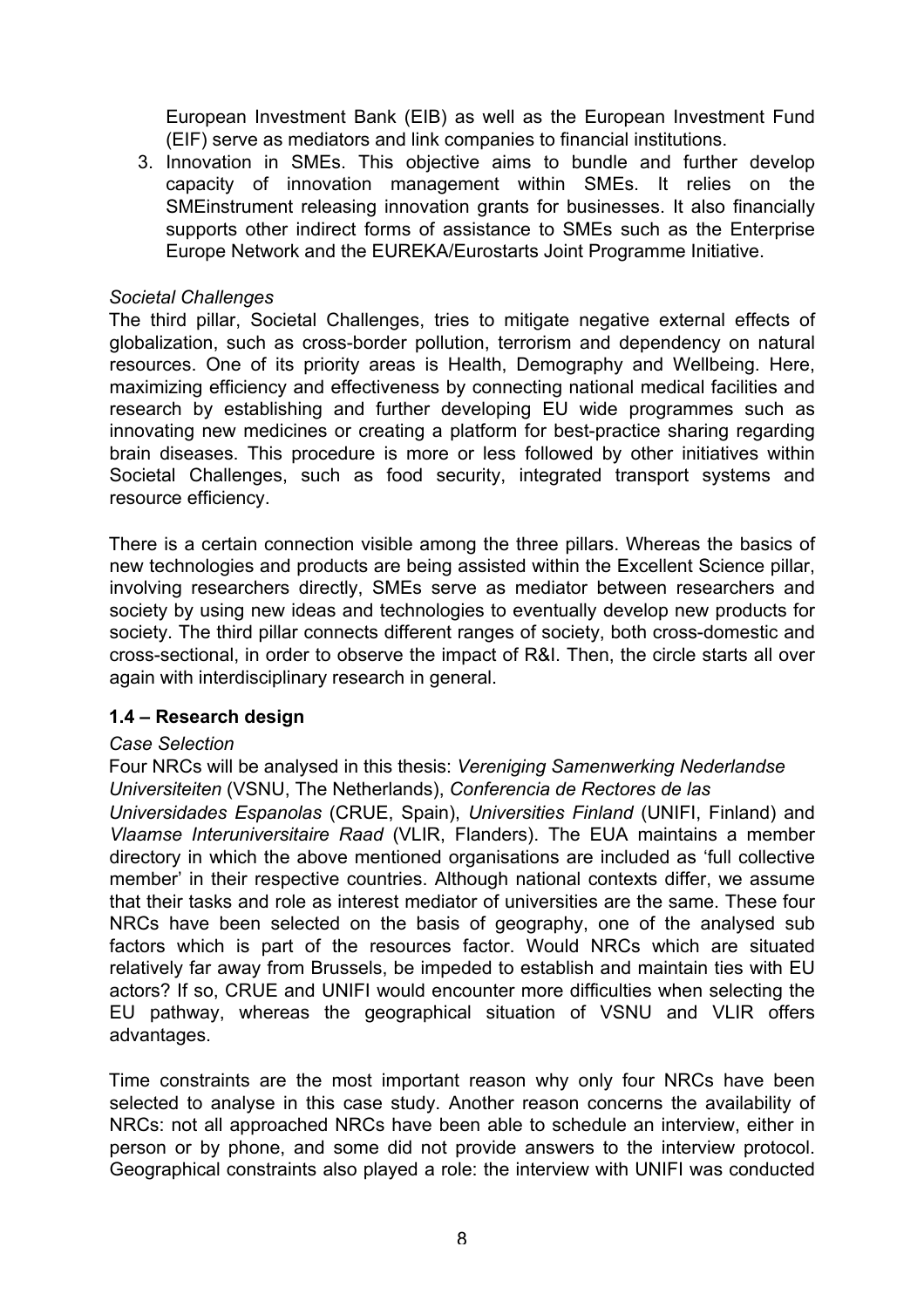European Investment Bank (EIB) as well as the European Investment Fund (EIF) serve as mediators and link companies to financial institutions.

3. Innovation in SMEs. This objective aims to bundle and further develop capacity of innovation management within SMEs. It relies on the SMEinstrument releasing innovation grants for businesses. It also financially supports other indirect forms of assistance to SMEs such as the Enterprise Europe Network and the EUREKA/Eurostarts Joint Programme Initiative.

*Societal Challenges*

The third pillar, Societal Challenges, tries to mitigate negative external effects of globalization, such as cross-border pollution, terrorism and dependency on natural resources. One of its priority areas is Health, Demography and Wellbeing. Here, maximizing efficiency and effectiveness by connecting national medical facilities and research by establishing and further developing EU wide programmes such as innovating new medicines or creating a platform for best-practice sharing regarding brain diseases. This procedure is more or less followed by other initiatives within Societal Challenges, such as food security, integrated transport systems and resource efficiency.

There is a certain connection visible among the three pillars. Whereas the basics of new technologies and products are being assisted within the Excellent Science pillar, involving researchers directly, SMEs serve as mediator between researchers and society by using new ideas and technologies to eventually develop new products for society. The third pillar connects different ranges of society, both cross-domestic and cross-sectional, in order to observe the impact of R&I. Then, the circle starts all over again with interdisciplinary research in general.

### 1.4 – Research design

*Case Selection*

Four NRCs will be analysed in this thesis: *Vereniging Samenwerking Nederlandse Universiteiten* (VSNU, The Netherlands), *Conferencia de Rectores de las Universidades Espanolas* (CRUE, Spain), *Universities Finland* (UNIFI, Finland) and *Vlaamse Interuniversitaire Raad* (VLIR, Flanders). The EUA maintains a member directory in which the above mentioned organisations are included as 'full collective member' in their respective countries. Although national contexts differ, we assume that their tasks and role as interest mediator of universities are the same. These four NRCs have been selected on the basis of geography, one of the analysed sub factors which is part of the resources factor. Would NRCs which are situated relatively far away from Brussels, be impeded to establish and maintain ties with EU actors? If so, CRUE and UNIFI would encounter more difficulties when selecting the EU pathway, whereas the geographical situation of VSNU and VLIR offers advantages.

Time constraints are the most important reason why only four NRCs have been selected to analyse in this case study. Another reason concerns the availability of NRCs: not all approached NRCs have been able to schedule an interview, either in person or by phone, and some did not provide answers to the interview protocol. Geographical constraints also played a role: the interview with UNIFI was conducted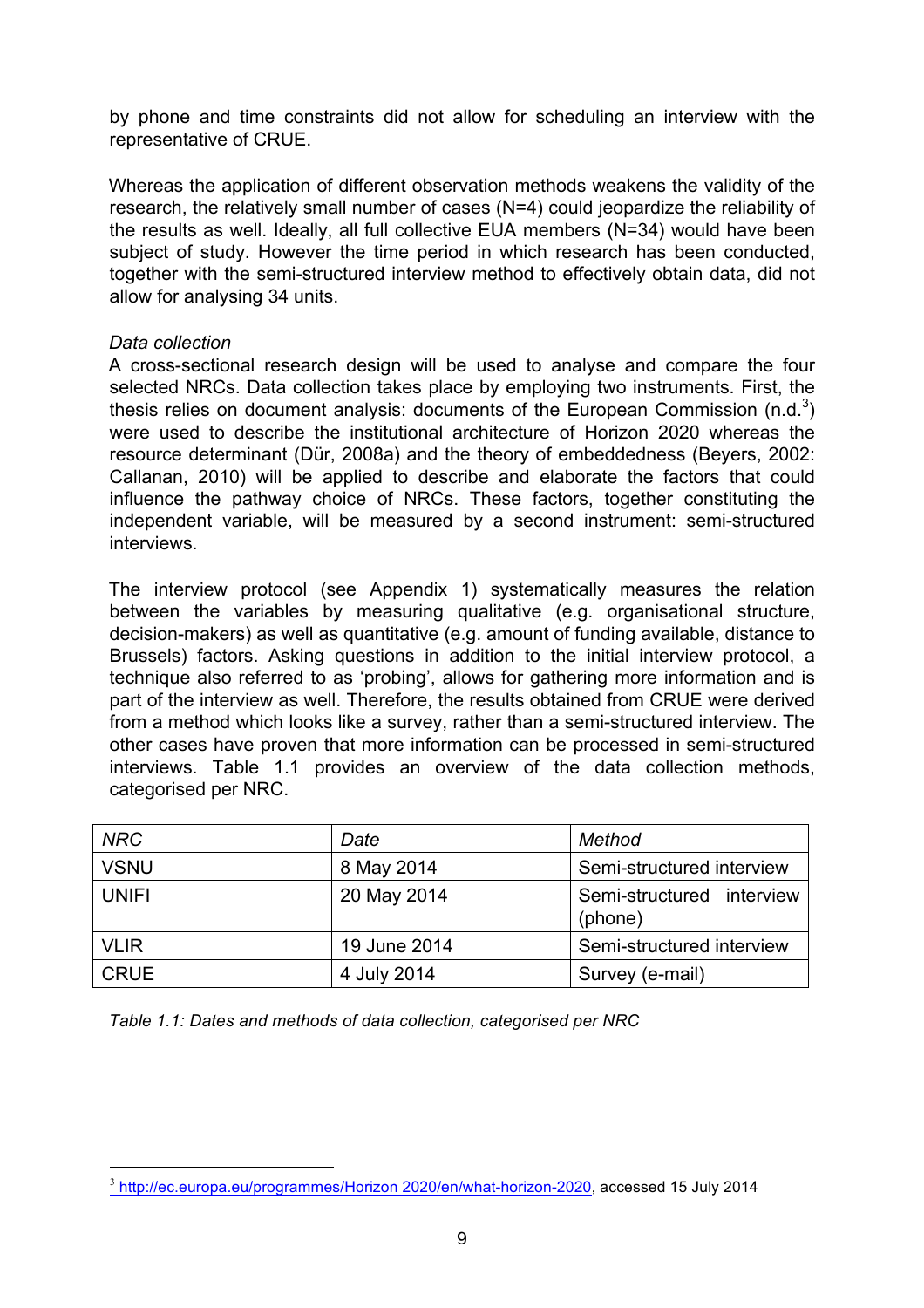by phone and time constraints did not allow for scheduling an interview with the representative of CRUE.

Whereas the application of different observation methods weakens the validity of the research, the relatively small number of cases (N=4) could jeopardize the reliability of the results as well. Ideally, all full collective EUA members (N=34) would have been subject of study. However the time period in which research has been conducted, together with the semi-structured interview method to effectively obtain data, did not allow for analysing 34 units.

*Data collection*

A cross-sectional research design will be used to analyse and compare the four selected NRCs. Data collection takes place by employing two instruments. First, the thesis relies on document analysis: documents of the European Commission (n.d.[3]) were used to describe the institutional architecture of Horizon 2020 whereas the resource determinant (Dür, 2008a) and the theory of embeddedness (Beyers, 2002: Callanan, 2010) will be applied to describe and elaborate the factors that could influence the pathway choice of NRCs. These factors, together constituting the independent variable, will be measured by a second instrument: semi-structured interviews.

The interview protocol (see Appendix 1) systematically measures the relation between the variables by measuring qualitative (e.g. organisational structure, decision-makers) as well as quantitative (e.g. amount of funding available, distance to Brussels) factors. Asking questions in addition to the initial interview protocol, a technique also referred to as 'probing', allows for gathering more information and is part of the interview as well. Therefore, the results obtained from CRUE were derived from a method which looks like a survey, rather than a semi-structured interview. The other cases have proven that more information can be processed in semi-structured interviews. Table 1.1 provides an overview of the data collection methods, categorised per NRC.

| *NRC* | *Date* | *Method* |
|---|---|---|
| VSNU | 8 May 2014 | Semi-structured interview |
| UNIFI | 20 May 2014 | Semi-structured interview (phone) |
| VLIR | 19 June 2014 | Semi-structured interview |
| CRUE | 4 July 2014 | Survey (e-mail) |

*Table 1.1: Dates and methods of data collection, categorised per NRC*

[3] http://ec.europa.eu/programmes/Horizon 2020/en/what-horizon-2020, accessed 15 July 2014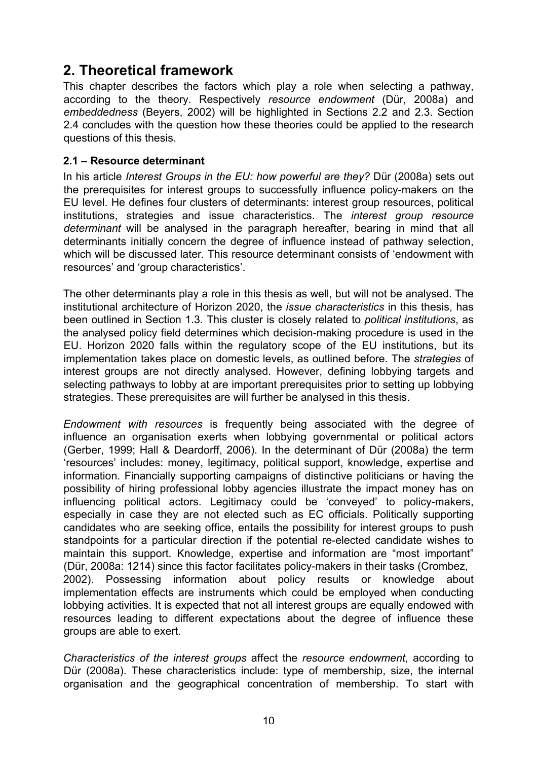# 2. Theoretical framework

This chapter describes the factors which play a role when selecting a pathway, according to the theory. Respectively *resource endowment* (Dür, 2008a) and *embeddedness* (Beyers, 2002) will be highlighted in Sections 2.2 and 2.3. Section 2.4 concludes with the question how these theories could be applied to the research questions of this thesis.

### 2.1 – Resource determinant

In his article *Interest Groups in the EU: how powerful are they?* Dür (2008a) sets out the prerequisites for interest groups to successfully influence policy-makers on the EU level. He defines four clusters of determinants: interest group resources, political institutions, strategies and issue characteristics. The *interest group resource determinant* will be analysed in the paragraph hereafter, bearing in mind that all determinants initially concern the degree of influence instead of pathway selection, which will be discussed later. This resource determinant consists of 'endowment with resources' and 'group characteristics'.

The other determinants play a role in this thesis as well, but will not be analysed. The institutional architecture of Horizon 2020, the *issue characteristics* in this thesis, has been outlined in Section 1.3. This cluster is closely related to *political institutions*, as the analysed policy field determines which decision-making procedure is used in the EU. Horizon 2020 falls within the regulatory scope of the EU institutions, but its implementation takes place on domestic levels, as outlined before. The *strategies* of interest groups are not directly analysed. However, defining lobbying targets and selecting pathways to lobby at are important prerequisites prior to setting up lobbying strategies. These prerequisites are will further be analysed in this thesis.

*Endowment with resources* is frequently being associated with the degree of influence an organisation exerts when lobbying governmental or political actors (Gerber, 1999; Hall & Deardorff, 2006). In the determinant of Dür (2008a) the term 'resources' includes: money, legitimacy, political support, knowledge, expertise and information. Financially supporting campaigns of distinctive politicians or having the possibility of hiring professional lobby agencies illustrate the impact money has on influencing political actors. Legitimacy could be 'conveyed' to policy-makers, especially in case they are not elected such as EC officials. Politically supporting candidates who are seeking office, entails the possibility for interest groups to push standpoints for a particular direction if the potential re-elected candidate wishes to maintain this support. Knowledge, expertise and information are "most important" (Dür, 2008a: 1214) since this factor facilitates policy-makers in their tasks (Crombez, 2002). Possessing information about policy results or knowledge about implementation effects are instruments which could be employed when conducting lobbying activities. It is expected that not all interest groups are equally endowed with resources leading to different expectations about the degree of influence these groups are able to exert.

*Characteristics of the interest groups* affect the *resource endowment*, according to Dür (2008a). These characteristics include: type of membership, size, the internal organisation and the geographical concentration of membership. To start with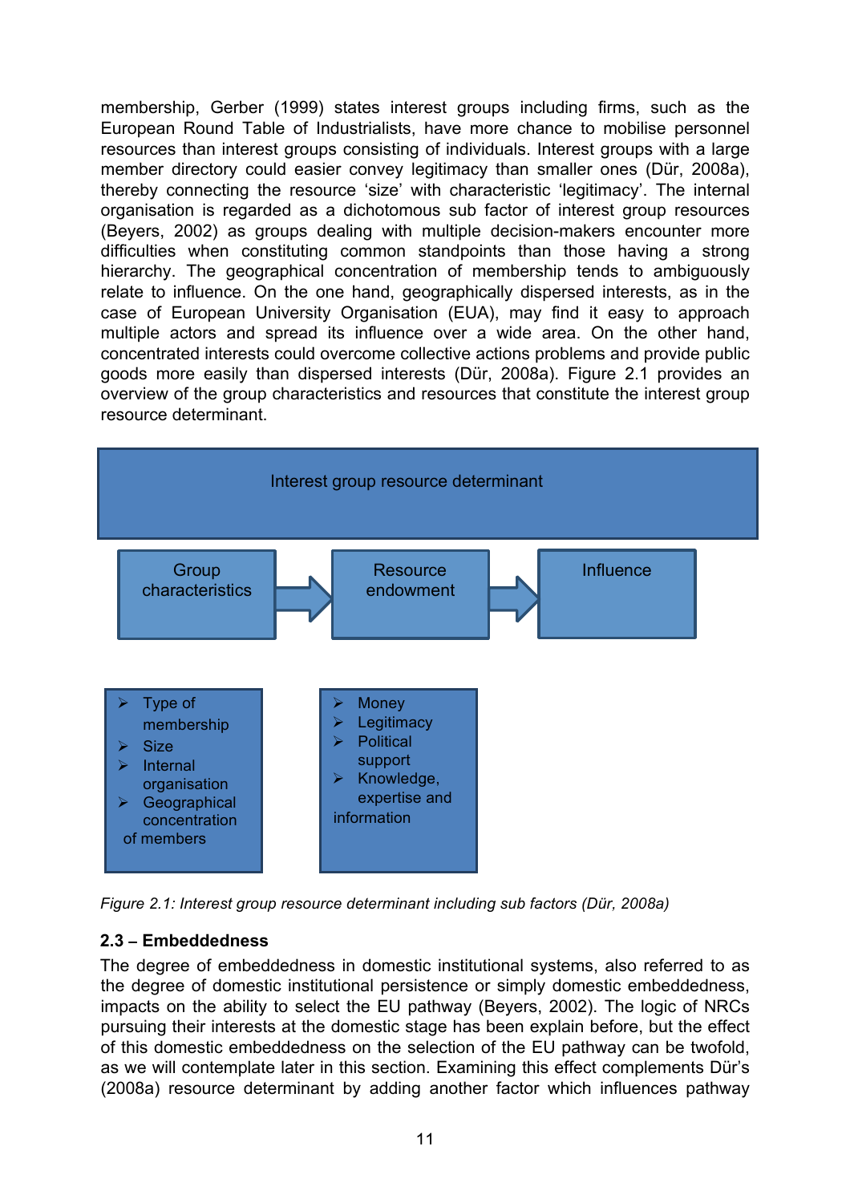membership, Gerber (1999) states interest groups including firms, such as the European Round Table of Industrialists, have more chance to mobilise personnel resources than interest groups consisting of individuals. Interest groups with a large member directory could easier convey legitimacy than smaller ones (Dür, 2008a), thereby connecting the resource 'size' with characteristic 'legitimacy'. The internal organisation is regarded as a dichotomous sub factor of interest group resources (Beyers, 2002) as groups dealing with multiple decision-makers encounter more difficulties when constituting common standpoints than those having a strong hierarchy. The geographical concentration of membership tends to ambiguously relate to influence. On the one hand, geographically dispersed interests, as in the case of European University Organisation (EUA), may find it easy to approach multiple actors and spread its influence over a wide area. On the other hand, concentrated interests could overcome collective actions problems and provide public goods more easily than dispersed interests (Dür, 2008a). Figure 2.1 provides an overview of the group characteristics and resources that constitute the interest group resource determinant.

Interest group resource determinant

Group characteristics → Resource endowment → Influence

- Type of membership
- Size
- Internal organisation
- Geographical concentration of members

- Money
- Legitimacy
- Political support
- Knowledge, expertise and information

*Figure 2.1: Interest group resource determinant including sub factors (Dür, 2008a)*

**2.3 – Embeddedness**

The degree of embeddedness in domestic institutional systems, also referred to as the degree of domestic institutional persistence or simply domestic embeddedness, impacts on the ability to select the EU pathway (Beyers, 2002). The logic of NRCs pursuing their interests at the domestic stage has been explain before, but the effect of this domestic embeddedness on the selection of the EU pathway can be twofold, as we will contemplate later in this section. Examining this effect complements Dür's (2008a) resource determinant by adding another factor which influences pathway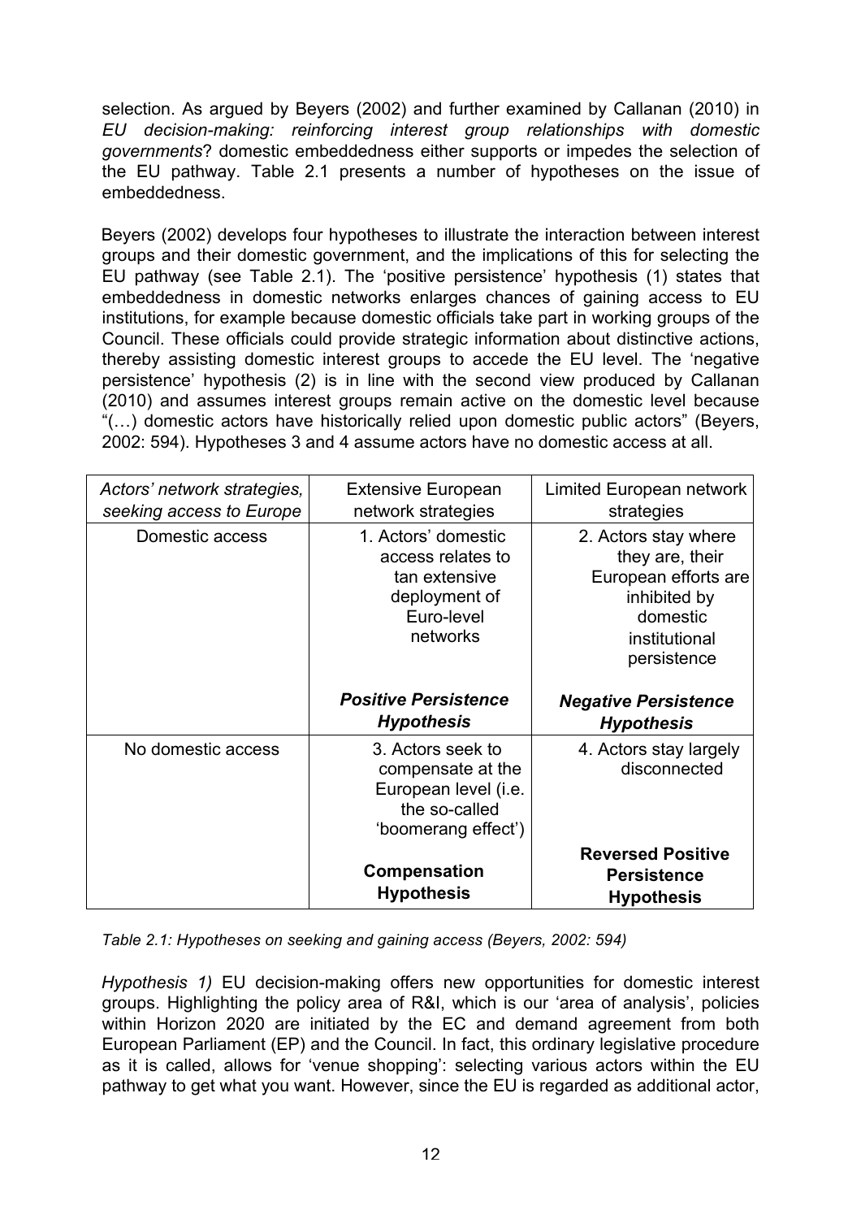selection. As argued by Beyers (2002) and further examined by Callanan (2010) in *EU decision-making: reinforcing interest group relationships with domestic governments*? domestic embeddedness either supports or impedes the selection of the EU pathway. Table 2.1 presents a number of hypotheses on the issue of embeddedness.

Beyers (2002) develops four hypotheses to illustrate the interaction between interest groups and their domestic government, and the implications of this for selecting the EU pathway (see Table 2.1). The 'positive persistence' hypothesis (1) states that embeddedness in domestic networks enlarges chances of gaining access to EU institutions, for example because domestic officials take part in working groups of the Council. These officials could provide strategic information about distinctive actions, thereby assisting domestic interest groups to accede the EU level. The 'negative persistence' hypothesis (2) is in line with the second view produced by Callanan (2010) and assumes interest groups remain active on the domestic level because "(…) domestic actors have historically relied upon domestic public actors" (Beyers, 2002: 594). Hypotheses 3 and 4 assume actors have no domestic access at all.

| *Actors' network strategies, seeking access to Europe* | Extensive European network strategies | Limited European network strategies |
|---|---|---|
| Domestic access | 1. Actors' domestic access relates to tan extensive deployment of Euro-level networks<br><br>***Positive Persistence Hypothesis*** | 2. Actors stay where they are, their European efforts are inhibited by domestic institutional persistence<br><br>***Negative Persistence Hypothesis*** |
| No domestic access | 3. Actors seek to compensate at the European level (i.e. the so-called 'boomerang effect')<br><br>**Compensation Hypothesis** | 4. Actors stay largely disconnected<br><br>**Reversed Positive Persistence Hypothesis** |

*Table 2.1: Hypotheses on seeking and gaining access (Beyers, 2002: 594)*

*Hypothesis 1)* EU decision-making offers new opportunities for domestic interest groups. Highlighting the policy area of R&I, which is our 'area of analysis', policies within Horizon 2020 are initiated by the EC and demand agreement from both European Parliament (EP) and the Council. In fact, this ordinary legislative procedure as it is called, allows for 'venue shopping': selecting various actors within the EU pathway to get what you want. However, since the EU is regarded as additional actor,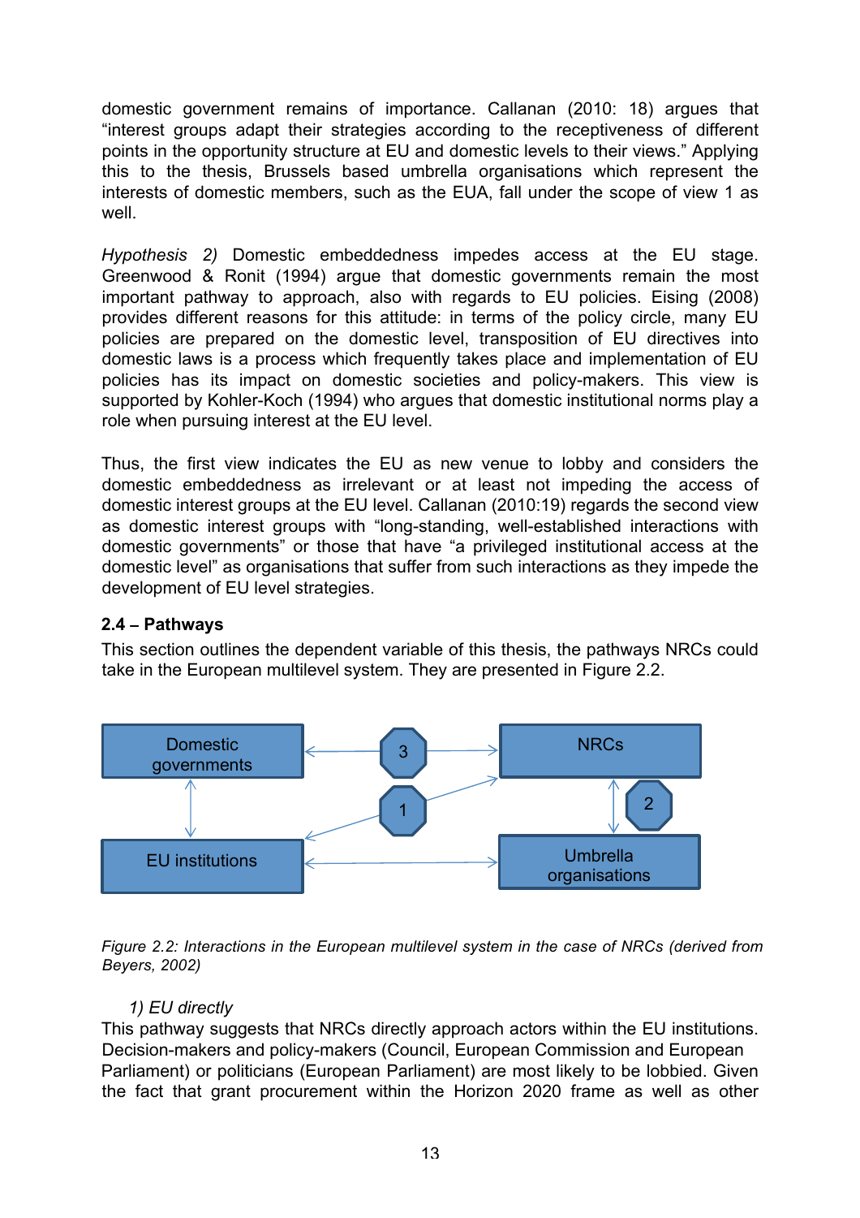domestic government remains of importance. Callanan (2010: 18) argues that "interest groups adapt their strategies according to the receptiveness of different points in the opportunity structure at EU and domestic levels to their views." Applying this to the thesis, Brussels based umbrella organisations which represent the interests of domestic members, such as the EUA, fall under the scope of view 1 as well.

*Hypothesis 2)* Domestic embeddedness impedes access at the EU stage. Greenwood & Ronit (1994) argue that domestic governments remain the most important pathway to approach, also with regards to EU policies. Eising (2008) provides different reasons for this attitude: in terms of the policy circle, many EU policies are prepared on the domestic level, transposition of EU directives into domestic laws is a process which frequently takes place and implementation of EU policies has its impact on domestic societies and policy-makers. This view is supported by Kohler-Koch (1994) who argues that domestic institutional norms play a role when pursuing interest at the EU level.

Thus, the first view indicates the EU as new venue to lobby and considers the domestic embeddedness as irrelevant or at least not impeding the access of domestic interest groups at the EU level. Callanan (2010:19) regards the second view as domestic interest groups with "long-standing, well-established interactions with domestic governments" or those that have "a privileged institutional access at the domestic level" as organisations that suffer from such interactions as they impede the development of EU level strategies.

### 2.4 – Pathways

This section outlines the dependent variable of this thesis, the pathways NRCs could take in the European multilevel system. They are presented in Figure 2.2.

*Figure 2.2: Interactions in the European multilevel system in the case of NRCs (derived from Beyers, 2002)*

*1) EU directly*

This pathway suggests that NRCs directly approach actors within the EU institutions. Decision-makers and policy-makers (Council, European Commission and European Parliament) or politicians (European Parliament) are most likely to be lobbied. Given the fact that grant procurement within the Horizon 2020 frame as well as other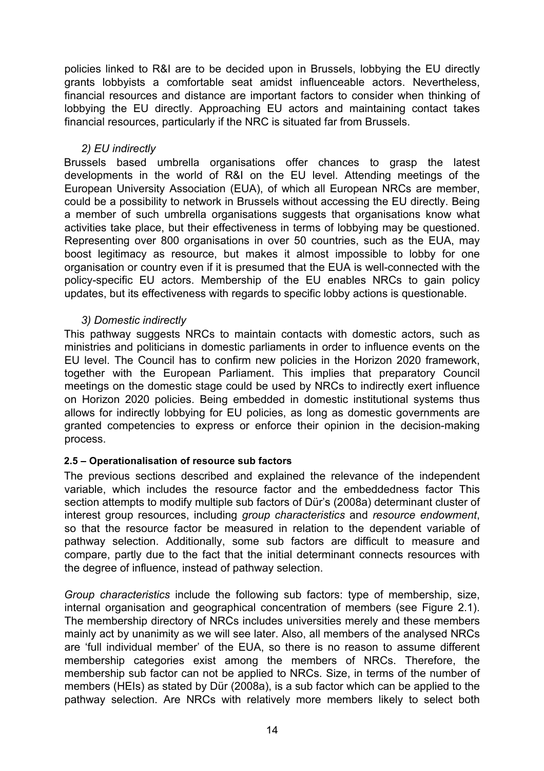policies linked to R&I are to be decided upon in Brussels, lobbying the EU directly grants lobbyists a comfortable seat amidst influenceable actors. Nevertheless, financial resources and distance are important factors to consider when thinking of lobbying the EU directly. Approaching EU actors and maintaining contact takes financial resources, particularly if the NRC is situated far from Brussels.

*2) EU indirectly*

Brussels based umbrella organisations offer chances to grasp the latest developments in the world of R&I on the EU level. Attending meetings of the European University Association (EUA), of which all European NRCs are member, could be a possibility to network in Brussels without accessing the EU directly. Being a member of such umbrella organisations suggests that organisations know what activities take place, but their effectiveness in terms of lobbying may be questioned. Representing over 800 organisations in over 50 countries, such as the EUA, may boost legitimacy as resource, but makes it almost impossible to lobby for one organisation or country even if it is presumed that the EUA is well-connected with the policy-specific EU actors. Membership of the EU enables NRCs to gain policy updates, but its effectiveness with regards to specific lobby actions is questionable.

*3) Domestic indirectly*

This pathway suggests NRCs to maintain contacts with domestic actors, such as ministries and politicians in domestic parliaments in order to influence events on the EU level. The Council has to confirm new policies in the Horizon 2020 framework, together with the European Parliament. This implies that preparatory Council meetings on the domestic stage could be used by NRCs to indirectly exert influence on Horizon 2020 policies. Being embedded in domestic institutional systems thus allows for indirectly lobbying for EU policies, as long as domestic governments are granted competencies to express or enforce their opinion in the decision-making process.

**2.5 – Operationalisation of resource sub factors**

The previous sections described and explained the relevance of the independent variable, which includes the resource factor and the embeddedness factor This section attempts to modify multiple sub factors of Dür's (2008a) determinant cluster of interest group resources, including *group characteristics* and *resource endowment*, so that the resource factor be measured in relation to the dependent variable of pathway selection. Additionally, some sub factors are difficult to measure and compare, partly due to the fact that the initial determinant connects resources with the degree of influence, instead of pathway selection.

*Group characteristics* include the following sub factors: type of membership, size, internal organisation and geographical concentration of members (see Figure 2.1). The membership directory of NRCs includes universities merely and these members mainly act by unanimity as we will see later. Also, all members of the analysed NRCs are 'full individual member' of the EUA, so there is no reason to assume different membership categories exist among the members of NRCs. Therefore, the membership sub factor can not be applied to NRCs. Size, in terms of the number of members (HEIs) as stated by Dür (2008a), is a sub factor which can be applied to the pathway selection. Are NRCs with relatively more members likely to select both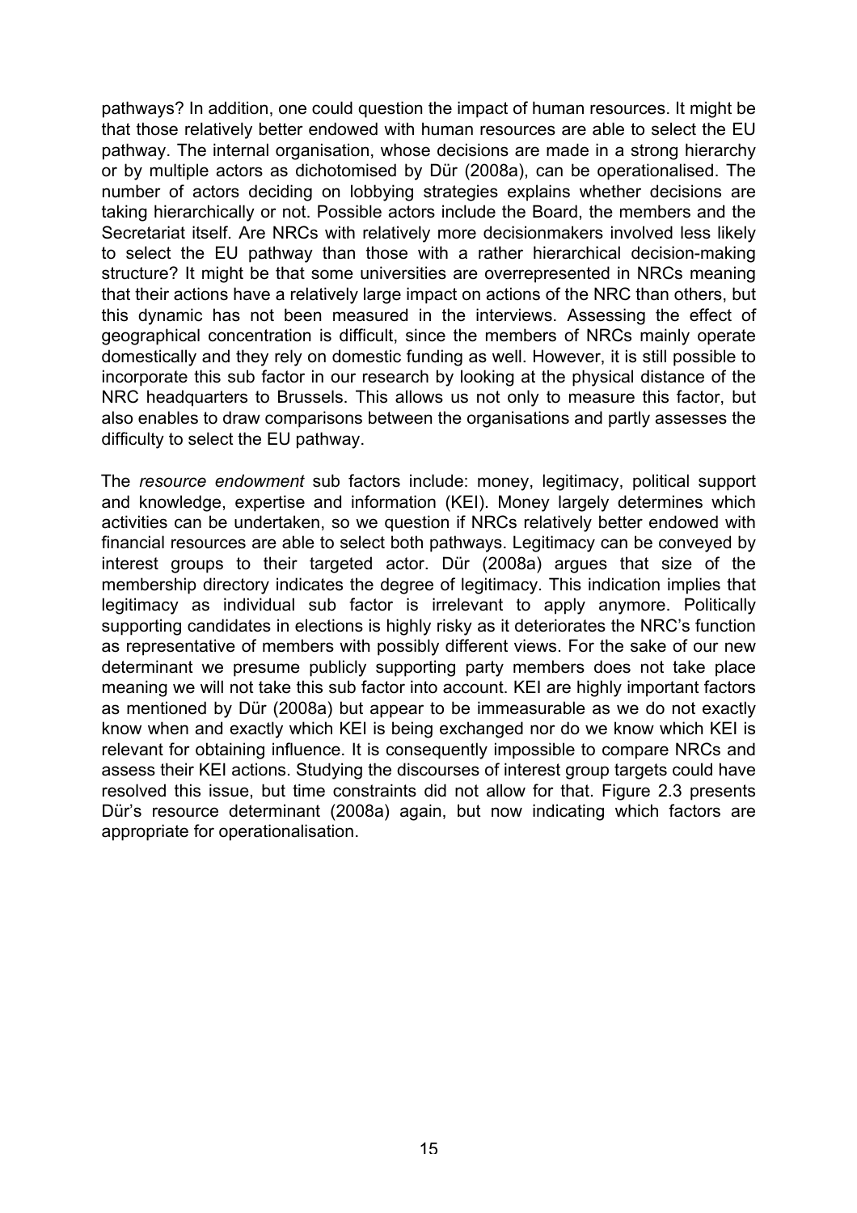pathways? In addition, one could question the impact of human resources. It might be that those relatively better endowed with human resources are able to select the EU pathway. The internal organisation, whose decisions are made in a strong hierarchy or by multiple actors as dichotomised by Dür (2008a), can be operationalised. The number of actors deciding on lobbying strategies explains whether decisions are taking hierarchically or not. Possible actors include the Board, the members and the Secretariat itself. Are NRCs with relatively more decisionmakers involved less likely to select the EU pathway than those with a rather hierarchical decision-making structure? It might be that some universities are overrepresented in NRCs meaning that their actions have a relatively large impact on actions of the NRC than others, but this dynamic has not been measured in the interviews. Assessing the effect of geographical concentration is difficult, since the members of NRCs mainly operate domestically and they rely on domestic funding as well. However, it is still possible to incorporate this sub factor in our research by looking at the physical distance of the NRC headquarters to Brussels. This allows us not only to measure this factor, but also enables to draw comparisons between the organisations and partly assesses the difficulty to select the EU pathway.

The *resource endowment* sub factors include: money, legitimacy, political support and knowledge, expertise and information (KEI). Money largely determines which activities can be undertaken, so we question if NRCs relatively better endowed with financial resources are able to select both pathways. Legitimacy can be conveyed by interest groups to their targeted actor. Dür (2008a) argues that size of the membership directory indicates the degree of legitimacy. This indication implies that legitimacy as individual sub factor is irrelevant to apply anymore. Politically supporting candidates in elections is highly risky as it deteriorates the NRC's function as representative of members with possibly different views. For the sake of our new determinant we presume publicly supporting party members does not take place meaning we will not take this sub factor into account. KEI are highly important factors as mentioned by Dür (2008a) but appear to be immeasurable as we do not exactly know when and exactly which KEI is being exchanged nor do we know which KEI is relevant for obtaining influence. It is consequently impossible to compare NRCs and assess their KEI actions. Studying the discourses of interest group targets could have resolved this issue, but time constraints did not allow for that. Figure 2.3 presents Dür's resource determinant (2008a) again, but now indicating which factors are appropriate for operationalisation.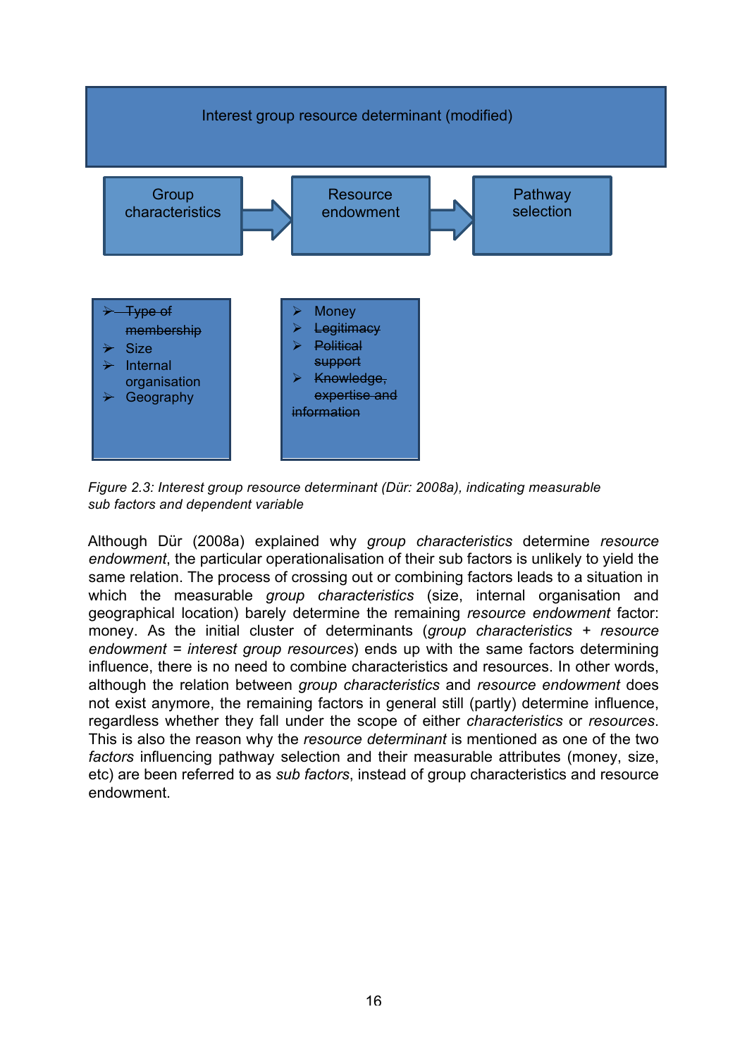Interest group resource determinant (modified)

Group characteristics → Resource endowment → Pathway selection

- ~~Type of membership~~
- Size
- Internal organisation
- Geography

- Money
- ~~Legitimacy~~
- ~~Political support~~
- ~~Knowledge, expertise and information~~

*Figure 2.3: Interest group resource determinant (Dür: 2008a), indicating measurable sub factors and dependent variable*

Although Dür (2008a) explained why *group characteristics* determine *resource endowment*, the particular operationalisation of their sub factors is unlikely to yield the same relation. The process of crossing out or combining factors leads to a situation in which the measurable *group characteristics* (size, internal organisation and geographical location) barely determine the remaining *resource endowment* factor: money. As the initial cluster of determinants (*group characteristics* + *resource endowment* = *interest group resources*) ends up with the same factors determining influence, there is no need to combine characteristics and resources. In other words, although the relation between *group characteristics* and *resource endowment* does not exist anymore, the remaining factors in general still (partly) determine influence, regardless whether they fall under the scope of either *characteristics* or *resources*. This is also the reason why the *resource determinant* is mentioned as one of the two *factors* influencing pathway selection and their measurable attributes (money, size, etc) are been referred to as *sub factors*, instead of group characteristics and resource endowment.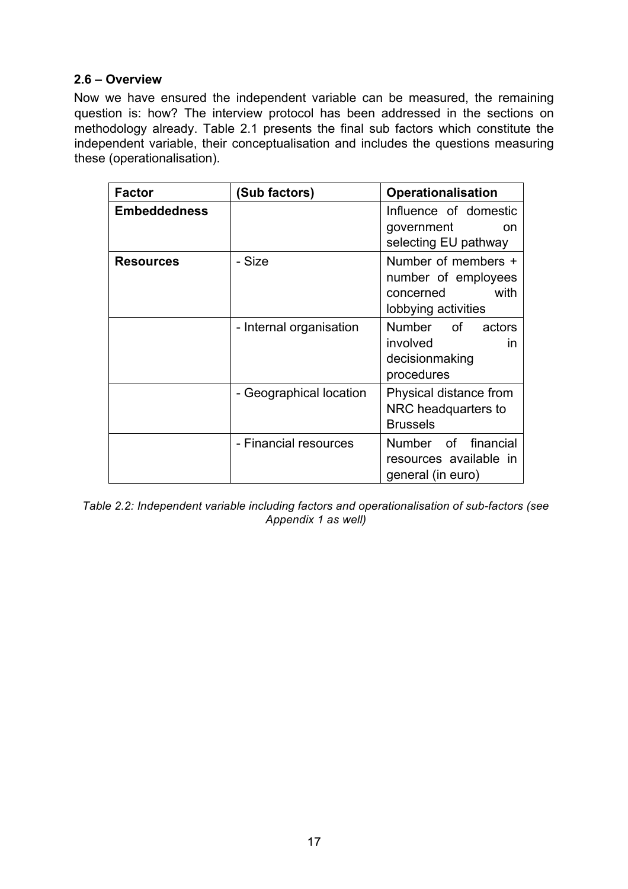### 2.6 – Overview

Now we have ensured the independent variable can be measured, the remaining question is: how? The interview protocol has been addressed in the sections on methodology already. Table 2.1 presents the final sub factors which constitute the independent variable, their conceptualisation and includes the questions measuring these (operationalisation).

| **Factor** | **(Sub factors)** | **Operationalisation** |
|---|---|---|
| **Embeddedness** | | Influence of domestic government on selecting EU pathway |
| **Resources** | - Size | Number of members + number of employees concerned with lobbying activities |
| | - Internal organisation | Number of actors involved in decisionmaking procedures |
| | - Geographical location | Physical distance from NRC headquarters to Brussels |
| | - Financial resources | Number of financial resources available in general (in euro) |

*Table 2.2: Independent variable including factors and operationalisation of sub-factors (see Appendix 1 as well)*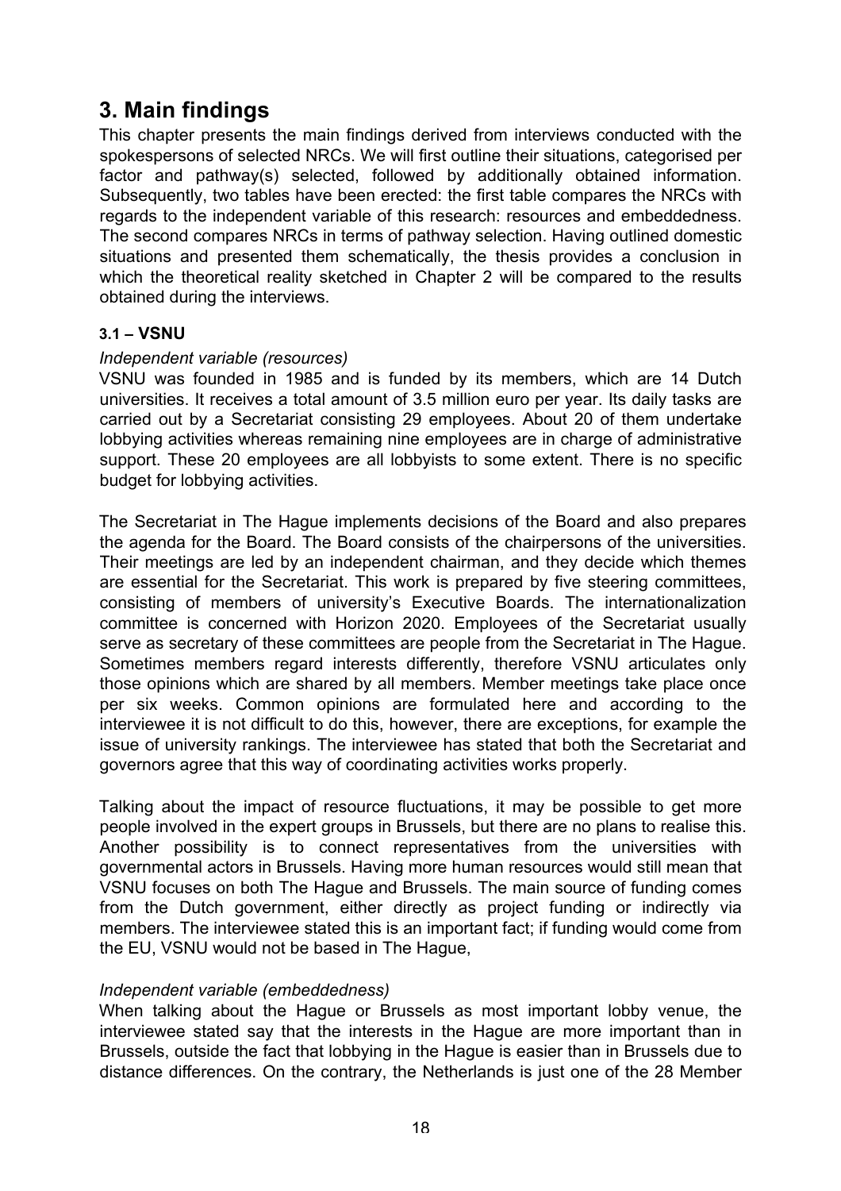# 3. Main findings

This chapter presents the main findings derived from interviews conducted with the spokespersons of selected NRCs. We will first outline their situations, categorised per factor and pathway(s) selected, followed by additionally obtained information. Subsequently, two tables have been erected: the first table compares the NRCs with regards to the independent variable of this research: resources and embeddedness. The second compares NRCs in terms of pathway selection. Having outlined domestic situations and presented them schematically, the thesis provides a conclusion in which the theoretical reality sketched in Chapter 2 will be compared to the results obtained during the interviews.

### 3.1 – VSNU

*Independent variable (resources)*

VSNU was founded in 1985 and is funded by its members, which are 14 Dutch universities. It receives a total amount of 3.5 million euro per year. Its daily tasks are carried out by a Secretariat consisting 29 employees. About 20 of them undertake lobbying activities whereas remaining nine employees are in charge of administrative support. These 20 employees are all lobbyists to some extent. There is no specific budget for lobbying activities.

The Secretariat in The Hague implements decisions of the Board and also prepares the agenda for the Board. The Board consists of the chairpersons of the universities. Their meetings are led by an independent chairman, and they decide which themes are essential for the Secretariat. This work is prepared by five steering committees, consisting of members of university's Executive Boards. The internationalization committee is concerned with Horizon 2020. Employees of the Secretariat usually serve as secretary of these committees are people from the Secretariat in The Hague. Sometimes members regard interests differently, therefore VSNU articulates only those opinions which are shared by all members. Member meetings take place once per six weeks. Common opinions are formulated here and according to the interviewee it is not difficult to do this, however, there are exceptions, for example the issue of university rankings. The interviewee has stated that both the Secretariat and governors agree that this way of coordinating activities works properly.

Talking about the impact of resource fluctuations, it may be possible to get more people involved in the expert groups in Brussels, but there are no plans to realise this. Another possibility is to connect representatives from the universities with governmental actors in Brussels. Having more human resources would still mean that VSNU focuses on both The Hague and Brussels. The main source of funding comes from the Dutch government, either directly as project funding or indirectly via members. The interviewee stated this is an important fact; if funding would come from the EU, VSNU would not be based in The Hague,

*Independent variable (embeddedness)*

When talking about the Hague or Brussels as most important lobby venue, the interviewee stated say that the interests in the Hague are more important than in Brussels, outside the fact that lobbying in the Hague is easier than in Brussels due to distance differences. On the contrary, the Netherlands is just one of the 28 Member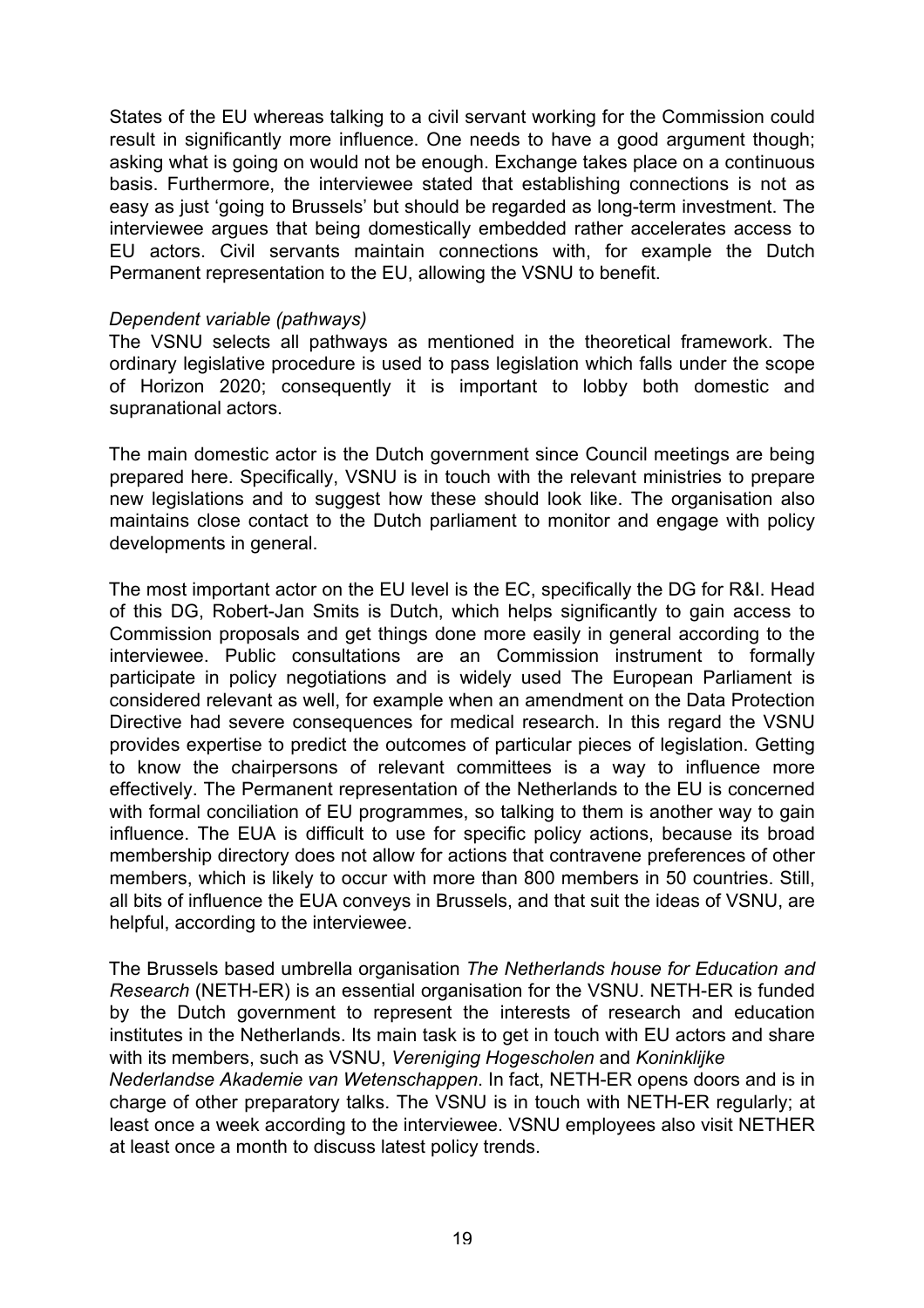States of the EU whereas talking to a civil servant working for the Commission could result in significantly more influence. One needs to have a good argument though; asking what is going on would not be enough. Exchange takes place on a continuous basis. Furthermore, the interviewee stated that establishing connections is not as easy as just 'going to Brussels' but should be regarded as long-term investment. The interviewee argues that being domestically embedded rather accelerates access to EU actors. Civil servants maintain connections with, for example the Dutch Permanent representation to the EU, allowing the VSNU to benefit.

*Dependent variable (pathways)*

The VSNU selects all pathways as mentioned in the theoretical framework. The ordinary legislative procedure is used to pass legislation which falls under the scope of Horizon 2020; consequently it is important to lobby both domestic and supranational actors.

The main domestic actor is the Dutch government since Council meetings are being prepared here. Specifically, VSNU is in touch with the relevant ministries to prepare new legislations and to suggest how these should look like. The organisation also maintains close contact to the Dutch parliament to monitor and engage with policy developments in general.

The most important actor on the EU level is the EC, specifically the DG for R&I. Head of this DG, Robert-Jan Smits is Dutch, which helps significantly to gain access to Commission proposals and get things done more easily in general according to the interviewee. Public consultations are an Commission instrument to formally participate in policy negotiations and is widely used The European Parliament is considered relevant as well, for example when an amendment on the Data Protection Directive had severe consequences for medical research. In this regard the VSNU provides expertise to predict the outcomes of particular pieces of legislation. Getting to know the chairpersons of relevant committees is a way to influence more effectively. The Permanent representation of the Netherlands to the EU is concerned with formal conciliation of EU programmes, so talking to them is another way to gain influence. The EUA is difficult to use for specific policy actions, because its broad membership directory does not allow for actions that contravene preferences of other members, which is likely to occur with more than 800 members in 50 countries. Still, all bits of influence the EUA conveys in Brussels, and that suit the ideas of VSNU, are helpful, according to the interviewee.

The Brussels based umbrella organisation *The Netherlands house for Education and Research* (NETH-ER) is an essential organisation for the VSNU. NETH-ER is funded by the Dutch government to represent the interests of research and education institutes in the Netherlands. Its main task is to get in touch with EU actors and share with its members, such as VSNU, *Vereniging Hogescholen* and *Koninklijke Nederlandse Akademie van Wetenschappen*. In fact, NETH-ER opens doors and is in charge of other preparatory talks. The VSNU is in touch with NETH-ER regularly; at least once a week according to the interviewee. VSNU employees also visit NETHER at least once a month to discuss latest policy trends.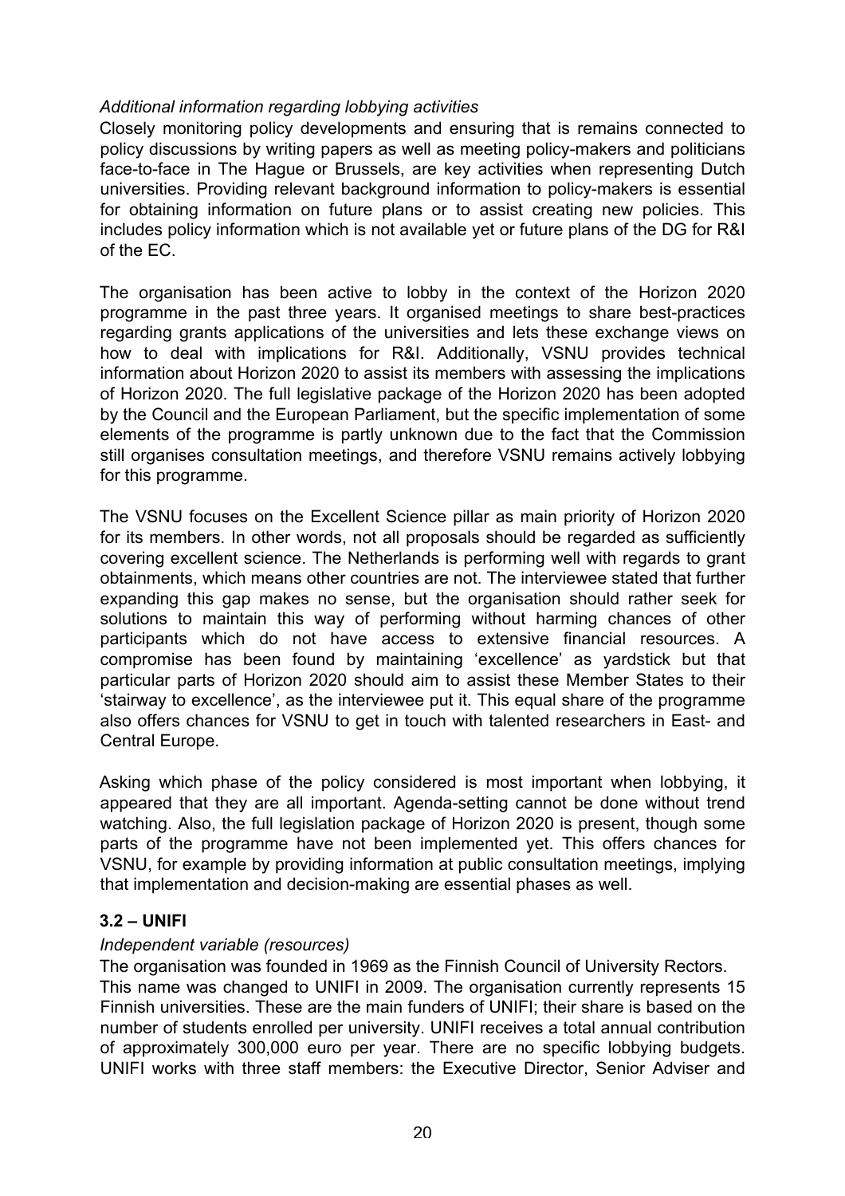*Additional information regarding lobbying activities*

Closely monitoring policy developments and ensuring that is remains connected to policy discussions by writing papers as well as meeting policy-makers and politicians face-to-face in The Hague or Brussels, are key activities when representing Dutch universities. Providing relevant background information to policy-makers is essential for obtaining information on future plans or to assist creating new policies. This includes policy information which is not available yet or future plans of the DG for R&I of the EC.

The organisation has been active to lobby in the context of the Horizon 2020 programme in the past three years. It organised meetings to share best-practices regarding grants applications of the universities and lets these exchange views on how to deal with implications for R&I. Additionally, VSNU provides technical information about Horizon 2020 to assist its members with assessing the implications of Horizon 2020. The full legislative package of the Horizon 2020 has been adopted by the Council and the European Parliament, but the specific implementation of some elements of the programme is partly unknown due to the fact that the Commission still organises consultation meetings, and therefore VSNU remains actively lobbying for this programme.

The VSNU focuses on the Excellent Science pillar as main priority of Horizon 2020 for its members. In other words, not all proposals should be regarded as sufficiently covering excellent science. The Netherlands is performing well with regards to grant obtainments, which means other countries are not. The interviewee stated that further expanding this gap makes no sense, but the organisation should rather seek for solutions to maintain this way of performing without harming chances of other participants which do not have access to extensive financial resources. A compromise has been found by maintaining 'excellence' as yardstick but that particular parts of Horizon 2020 should aim to assist these Member States to their 'stairway to excellence', as the interviewee put it. This equal share of the programme also offers chances for VSNU to get in touch with talented researchers in East- and Central Europe.

Asking which phase of the policy considered is most important when lobbying, it appeared that they are all important. Agenda-setting cannot be done without trend watching. Also, the full legislation package of Horizon 2020 is present, though some parts of the programme have not been implemented yet. This offers chances for VSNU, for example by providing information at public consultation meetings, implying that implementation and decision-making are essential phases as well.

### 3.2 – UNIFI

*Independent variable (resources)*

The organisation was founded in 1969 as the Finnish Council of University Rectors. This name was changed to UNIFI in 2009. The organisation currently represents 15 Finnish universities. These are the main funders of UNIFI; their share is based on the number of students enrolled per university. UNIFI receives a total annual contribution of approximately 300,000 euro per year. There are no specific lobbying budgets. UNIFI works with three staff members: the Executive Director, Senior Adviser and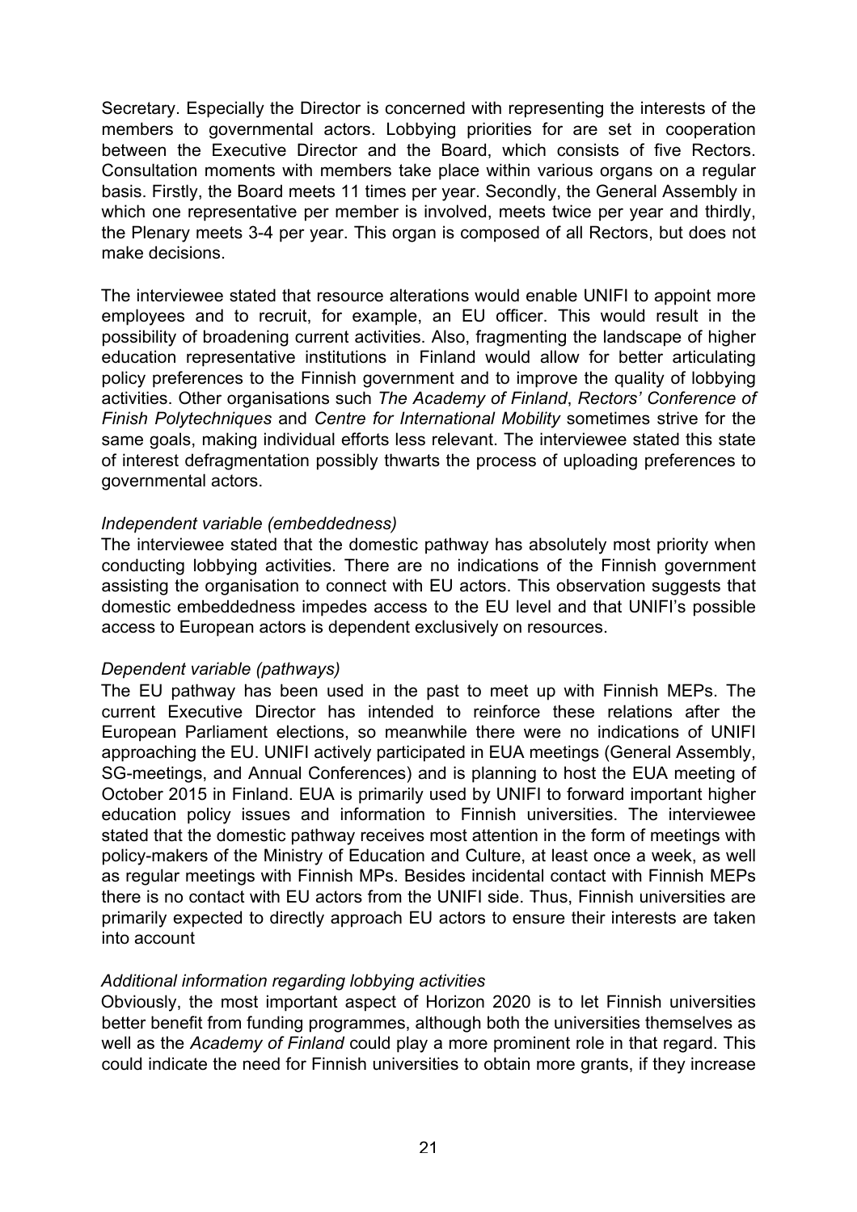Secretary. Especially the Director is concerned with representing the interests of the members to governmental actors. Lobbying priorities for are set in cooperation between the Executive Director and the Board, which consists of five Rectors. Consultation moments with members take place within various organs on a regular basis. Firstly, the Board meets 11 times per year. Secondly, the General Assembly in which one representative per member is involved, meets twice per year and thirdly, the Plenary meets 3-4 per year. This organ is composed of all Rectors, but does not make decisions.

The interviewee stated that resource alterations would enable UNIFI to appoint more employees and to recruit, for example, an EU officer. This would result in the possibility of broadening current activities. Also, fragmenting the landscape of higher education representative institutions in Finland would allow for better articulating policy preferences to the Finnish government and to improve the quality of lobbying activities. Other organisations such *The Academy of Finland*, *Rectors' Conference of Finish Polytechniques* and *Centre for International Mobility* sometimes strive for the same goals, making individual efforts less relevant. The interviewee stated this state of interest defragmentation possibly thwarts the process of uploading preferences to governmental actors.

*Independent variable (embeddedness)*

The interviewee stated that the domestic pathway has absolutely most priority when conducting lobbying activities. There are no indications of the Finnish government assisting the organisation to connect with EU actors. This observation suggests that domestic embeddedness impedes access to the EU level and that UNIFI's possible access to European actors is dependent exclusively on resources.

*Dependent variable (pathways)*

The EU pathway has been used in the past to meet up with Finnish MEPs. The current Executive Director has intended to reinforce these relations after the European Parliament elections, so meanwhile there were no indications of UNIFI approaching the EU. UNIFI actively participated in EUA meetings (General Assembly, SG-meetings, and Annual Conferences) and is planning to host the EUA meeting of October 2015 in Finland. EUA is primarily used by UNIFI to forward important higher education policy issues and information to Finnish universities. The interviewee stated that the domestic pathway receives most attention in the form of meetings with policy-makers of the Ministry of Education and Culture, at least once a week, as well as regular meetings with Finnish MPs. Besides incidental contact with Finnish MEPs there is no contact with EU actors from the UNIFI side. Thus, Finnish universities are primarily expected to directly approach EU actors to ensure their interests are taken into account

*Additional information regarding lobbying activities*

Obviously, the most important aspect of Horizon 2020 is to let Finnish universities better benefit from funding programmes, although both the universities themselves as well as the *Academy of Finland* could play a more prominent role in that regard. This could indicate the need for Finnish universities to obtain more grants, if they increase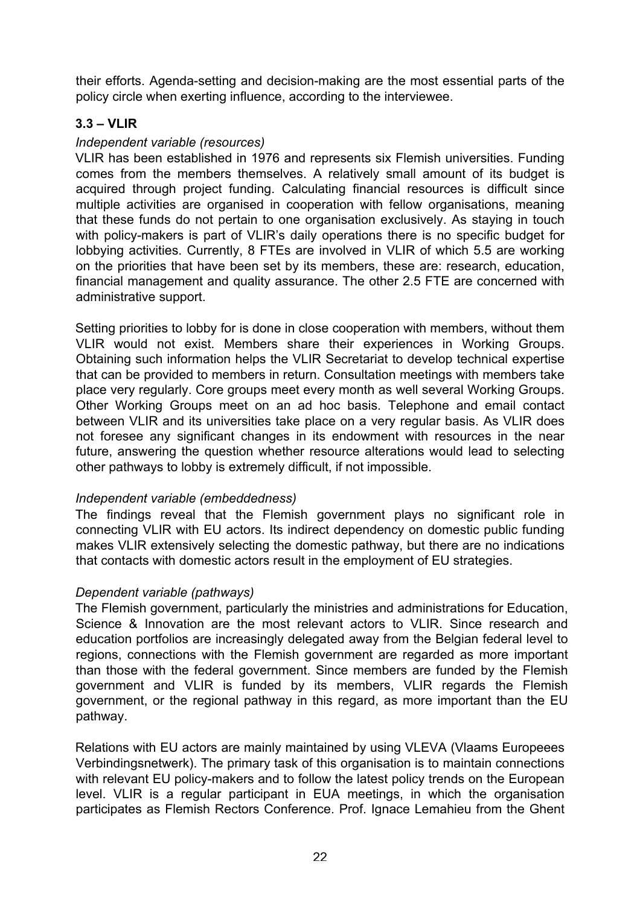their efforts. Agenda-setting and decision-making are the most essential parts of the policy circle when exerting influence, according to the interviewee.

### 3.3 – VLIR

*Independent variable (resources)*

VLIR has been established in 1976 and represents six Flemish universities. Funding comes from the members themselves. A relatively small amount of its budget is acquired through project funding. Calculating financial resources is difficult since multiple activities are organised in cooperation with fellow organisations, meaning that these funds do not pertain to one organisation exclusively. As staying in touch with policy-makers is part of VLIR's daily operations there is no specific budget for lobbying activities. Currently, 8 FTEs are involved in VLIR of which 5.5 are working on the priorities that have been set by its members, these are: research, education, financial management and quality assurance. The other 2.5 FTE are concerned with administrative support.

Setting priorities to lobby for is done in close cooperation with members, without them VLIR would not exist. Members share their experiences in Working Groups. Obtaining such information helps the VLIR Secretariat to develop technical expertise that can be provided to members in return. Consultation meetings with members take place very regularly. Core groups meet every month as well several Working Groups. Other Working Groups meet on an ad hoc basis. Telephone and email contact between VLIR and its universities take place on a very regular basis. As VLIR does not foresee any significant changes in its endowment with resources in the near future, answering the question whether resource alterations would lead to selecting other pathways to lobby is extremely difficult, if not impossible.

*Independent variable (embeddedness)*

The findings reveal that the Flemish government plays no significant role in connecting VLIR with EU actors. Its indirect dependency on domestic public funding makes VLIR extensively selecting the domestic pathway, but there are no indications that contacts with domestic actors result in the employment of EU strategies.

*Dependent variable (pathways)*

The Flemish government, particularly the ministries and administrations for Education, Science & Innovation are the most relevant actors to VLIR. Since research and education portfolios are increasingly delegated away from the Belgian federal level to regions, connections with the Flemish government are regarded as more important than those with the federal government. Since members are funded by the Flemish government and VLIR is funded by its members, VLIR regards the Flemish government, or the regional pathway in this regard, as more important than the EU pathway.

Relations with EU actors are mainly maintained by using VLEVA (Vlaams Europeees Verbindingsnetwerk). The primary task of this organisation is to maintain connections with relevant EU policy-makers and to follow the latest policy trends on the European level. VLIR is a regular participant in EUA meetings, in which the organisation participates as Flemish Rectors Conference. Prof. Ignace Lemahieu from the Ghent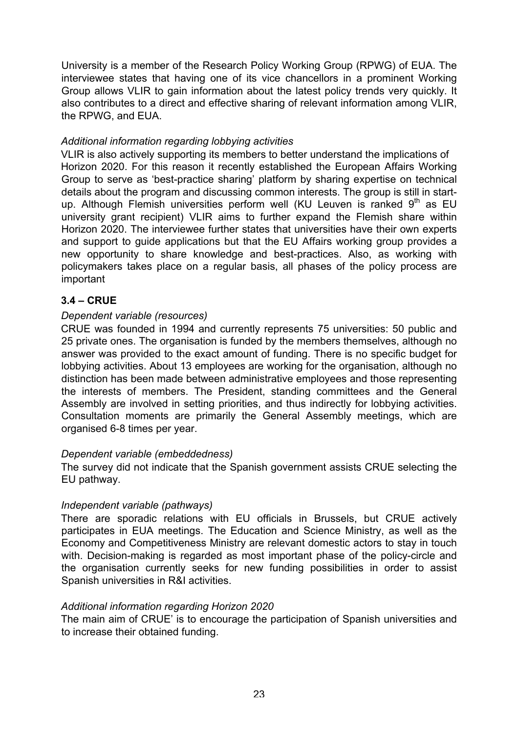University is a member of the Research Policy Working Group (RPWG) of EUA. The interviewee states that having one of its vice chancellors in a prominent Working Group allows VLIR to gain information about the latest policy trends very quickly. It also contributes to a direct and effective sharing of relevant information among VLIR, the RPWG, and EUA.

*Additional information regarding lobbying activities*

VLIR is also actively supporting its members to better understand the implications of Horizon 2020. For this reason it recently established the European Affairs Working Group to serve as 'best-practice sharing' platform by sharing expertise on technical details about the program and discussing common interests. The group is still in start-up. Although Flemish universities perform well (KU Leuven is ranked 9th as EU university grant recipient) VLIR aims to further expand the Flemish share within Horizon 2020. The interviewee further states that universities have their own experts and support to guide applications but that the EU Affairs working group provides a new opportunity to share knowledge and best-practices. Also, as working with policymakers takes place on a regular basis, all phases of the policy process are important

### 3.4 – CRUE

*Dependent variable (resources)*

CRUE was founded in 1994 and currently represents 75 universities: 50 public and 25 private ones. The organisation is funded by the members themselves, although no answer was provided to the exact amount of funding. There is no specific budget for lobbying activities. About 13 employees are working for the organisation, although no distinction has been made between administrative employees and those representing the interests of members. The President, standing committees and the General Assembly are involved in setting priorities, and thus indirectly for lobbying activities. Consultation moments are primarily the General Assembly meetings, which are organised 6-8 times per year.

*Dependent variable (embeddedness)*

The survey did not indicate that the Spanish government assists CRUE selecting the EU pathway.

*Independent variable (pathways)*

There are sporadic relations with EU officials in Brussels, but CRUE actively participates in EUA meetings. The Education and Science Ministry, as well as the Economy and Competitiveness Ministry are relevant domestic actors to stay in touch with. Decision-making is regarded as most important phase of the policy-circle and the organisation currently seeks for new funding possibilities in order to assist Spanish universities in R&I activities.

*Additional information regarding Horizon 2020*

The main aim of CRUE' is to encourage the participation of Spanish universities and to increase their obtained funding.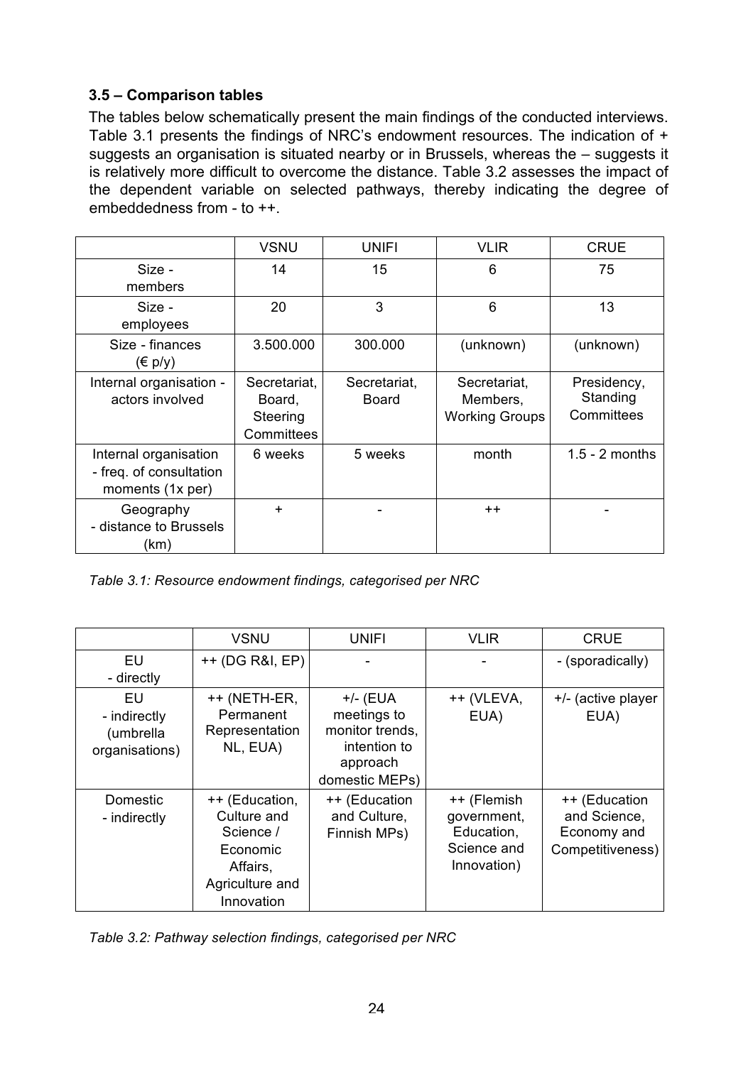### 3.5 – Comparison tables

The tables below schematically present the main findings of the conducted interviews. Table 3.1 presents the findings of NRC's endowment resources. The indication of + suggests an organisation is situated nearby or in Brussels, whereas the – suggests it is relatively more difficult to overcome the distance. Table 3.2 assesses the impact of the dependent variable on selected pathways, thereby indicating the degree of embeddedness from - to ++.

| | VSNU | UNIFI | VLIR | CRUE |
|---|---|---|---|---|
| Size - members | 14 | 15 | 6 | 75 |
| Size - employees | 20 | 3 | 6 | 13 |
| Size - finances (€ p/y) | 3.500.000 | 300.000 | (unknown) | (unknown) |
| Internal organisation - actors involved | Secretariat, Board, Steering Committees | Secretariat, Board | Secretariat, Members, Working Groups | Presidency, Standing Committees |
| Internal organisation - freq. of consultation moments (1x per) | 6 weeks | 5 weeks | month | 1.5 - 2 months |
| Geography - distance to Brussels (km) | + | - | ++ | - |

*Table 3.1: Resource endowment findings, categorised per NRC*

| | VSNU | UNIFI | VLIR | CRUE |
|---|---|---|---|---|
| EU - directly | ++ (DG R&I, EP) | - | - | - (sporadically) |
| EU - indirectly (umbrella organisations) | ++ (NETH-ER, Permanent Representation NL, EUA) | +/- (EUA meetings to monitor trends, intention to approach domestic MEPs) | ++ (VLEVA, EUA) | +/- (active player EUA) |
| Domestic - indirectly | ++ (Education, Culture and Science / Economic Affairs, Agriculture and Innovation | ++ (Education and Culture, Finnish MPs) | ++ (Flemish government, Education, Science and Innovation) | ++ (Education and Science, Economy and Competitiveness) |

*Table 3.2: Pathway selection findings, categorised per NRC*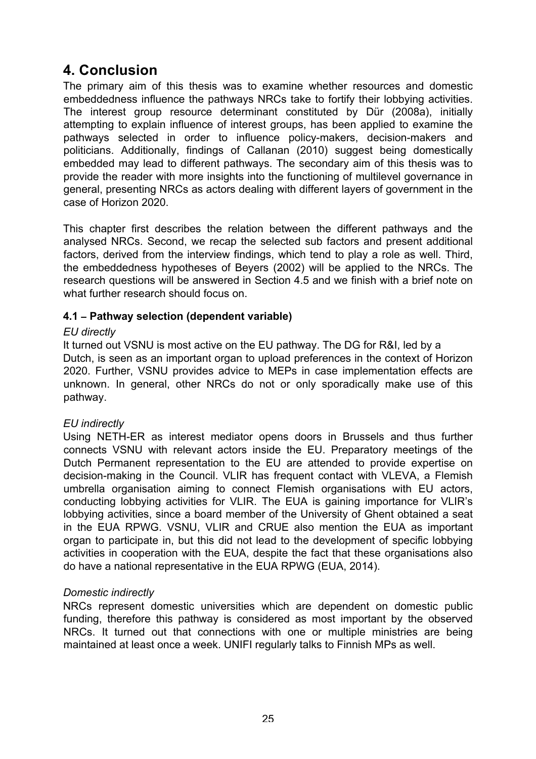# 4. Conclusion

The primary aim of this thesis was to examine whether resources and domestic embeddedness influence the pathways NRCs take to fortify their lobbying activities. The interest group resource determinant constituted by Dür (2008a), initially attempting to explain influence of interest groups, has been applied to examine the pathways selected in order to influence policy-makers, decision-makers and politicians. Additionally, findings of Callanan (2010) suggest being domestically embedded may lead to different pathways. The secondary aim of this thesis was to provide the reader with more insights into the functioning of multilevel governance in general, presenting NRCs as actors dealing with different layers of government in the case of Horizon 2020.

This chapter first describes the relation between the different pathways and the analysed NRCs. Second, we recap the selected sub factors and present additional factors, derived from the interview findings, which tend to play a role as well. Third, the embeddedness hypotheses of Beyers (2002) will be applied to the NRCs. The research questions will be answered in Section 4.5 and we finish with a brief note on what further research should focus on.

### 4.1 – Pathway selection (dependent variable)

*EU directly*

It turned out VSNU is most active on the EU pathway. The DG for R&I, led by a Dutch, is seen as an important organ to upload preferences in the context of Horizon 2020. Further, VSNU provides advice to MEPs in case implementation effects are unknown. In general, other NRCs do not or only sporadically make use of this pathway.

*EU indirectly*

Using NETH-ER as interest mediator opens doors in Brussels and thus further connects VSNU with relevant actors inside the EU. Preparatory meetings of the Dutch Permanent representation to the EU are attended to provide expertise on decision-making in the Council. VLIR has frequent contact with VLEVA, a Flemish umbrella organisation aiming to connect Flemish organisations with EU actors, conducting lobbying activities for VLIR. The EUA is gaining importance for VLIR's lobbying activities, since a board member of the University of Ghent obtained a seat in the EUA RPWG. VSNU, VLIR and CRUE also mention the EUA as important organ to participate in, but this did not lead to the development of specific lobbying activities in cooperation with the EUA, despite the fact that these organisations also do have a national representative in the EUA RPWG (EUA, 2014).

*Domestic indirectly*

NRCs represent domestic universities which are dependent on domestic public funding, therefore this pathway is considered as most important by the observed NRCs. It turned out that connections with one or multiple ministries are being maintained at least once a week. UNIFI regularly talks to Finnish MPs as well.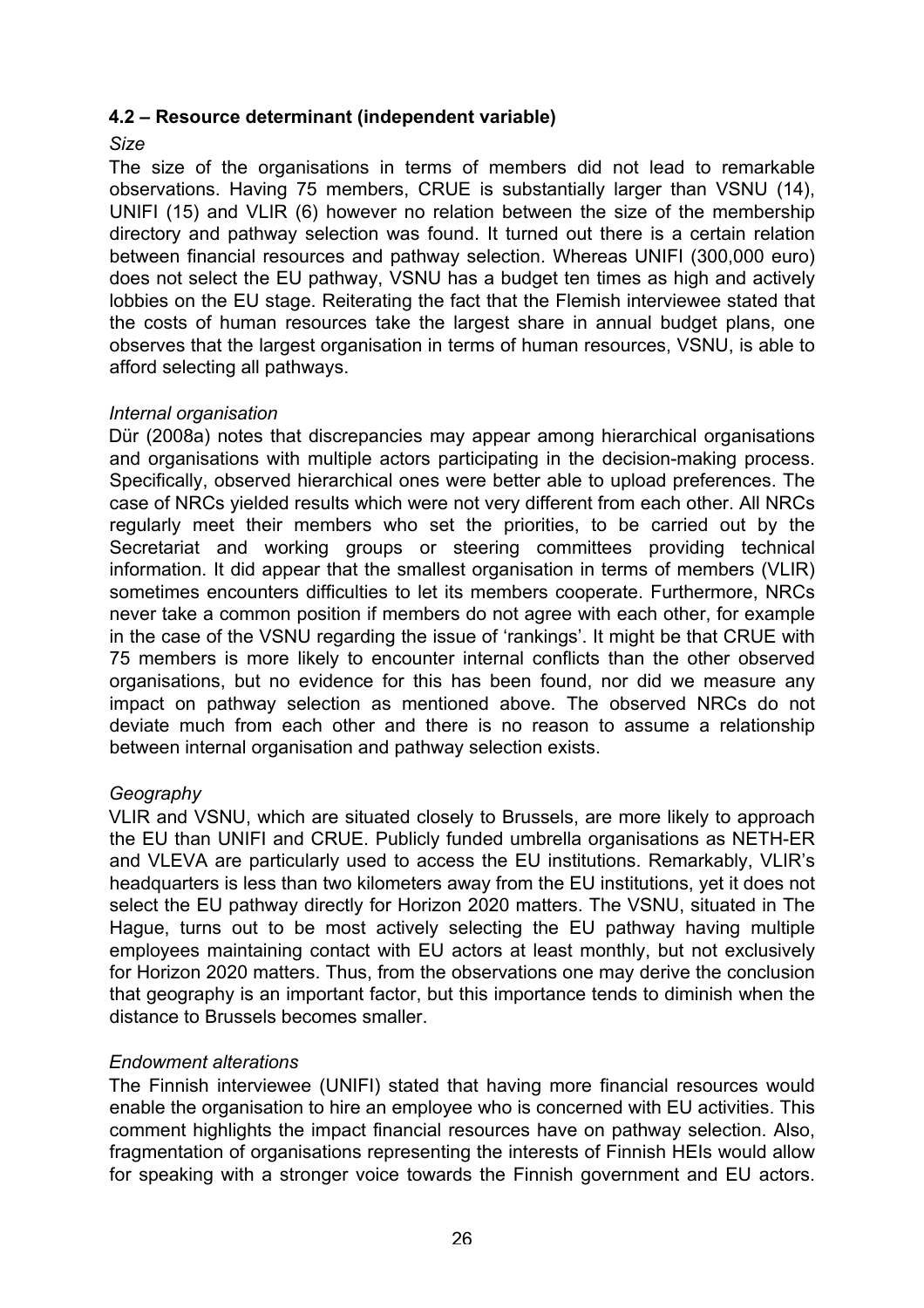### 4.2 – Resource determinant (independent variable)

*Size*

The size of the organisations in terms of members did not lead to remarkable observations. Having 75 members, CRUE is substantially larger than VSNU (14), UNIFI (15) and VLIR (6) however no relation between the size of the membership directory and pathway selection was found. It turned out there is a certain relation between financial resources and pathway selection. Whereas UNIFI (300,000 euro) does not select the EU pathway, VSNU has a budget ten times as high and actively lobbies on the EU stage. Reiterating the fact that the Flemish interviewee stated that the costs of human resources take the largest share in annual budget plans, one observes that the largest organisation in terms of human resources, VSNU, is able to afford selecting all pathways.

*Internal organisation*

Dür (2008a) notes that discrepancies may appear among hierarchical organisations and organisations with multiple actors participating in the decision-making process. Specifically, observed hierarchical ones were better able to upload preferences. The case of NRCs yielded results which were not very different from each other. All NRCs regularly meet their members who set the priorities, to be carried out by the Secretariat and working groups or steering committees providing technical information. It did appear that the smallest organisation in terms of members (VLIR) sometimes encounters difficulties to let its members cooperate. Furthermore, NRCs never take a common position if members do not agree with each other, for example in the case of the VSNU regarding the issue of 'rankings'. It might be that CRUE with 75 members is more likely to encounter internal conflicts than the other observed organisations, but no evidence for this has been found, nor did we measure any impact on pathway selection as mentioned above. The observed NRCs do not deviate much from each other and there is no reason to assume a relationship between internal organisation and pathway selection exists.

*Geography*

VLIR and VSNU, which are situated closely to Brussels, are more likely to approach the EU than UNIFI and CRUE. Publicly funded umbrella organisations as NETH-ER and VLEVA are particularly used to access the EU institutions. Remarkably, VLIR's headquarters is less than two kilometers away from the EU institutions, yet it does not select the EU pathway directly for Horizon 2020 matters. The VSNU, situated in The Hague, turns out to be most actively selecting the EU pathway having multiple employees maintaining contact with EU actors at least monthly, but not exclusively for Horizon 2020 matters. Thus, from the observations one may derive the conclusion that geography is an important factor, but this importance tends to diminish when the distance to Brussels becomes smaller.

*Endowment alterations*

The Finnish interviewee (UNIFI) stated that having more financial resources would enable the organisation to hire an employee who is concerned with EU activities. This comment highlights the impact financial resources have on pathway selection. Also, fragmentation of organisations representing the interests of Finnish HEIs would allow for speaking with a stronger voice towards the Finnish government and EU actors.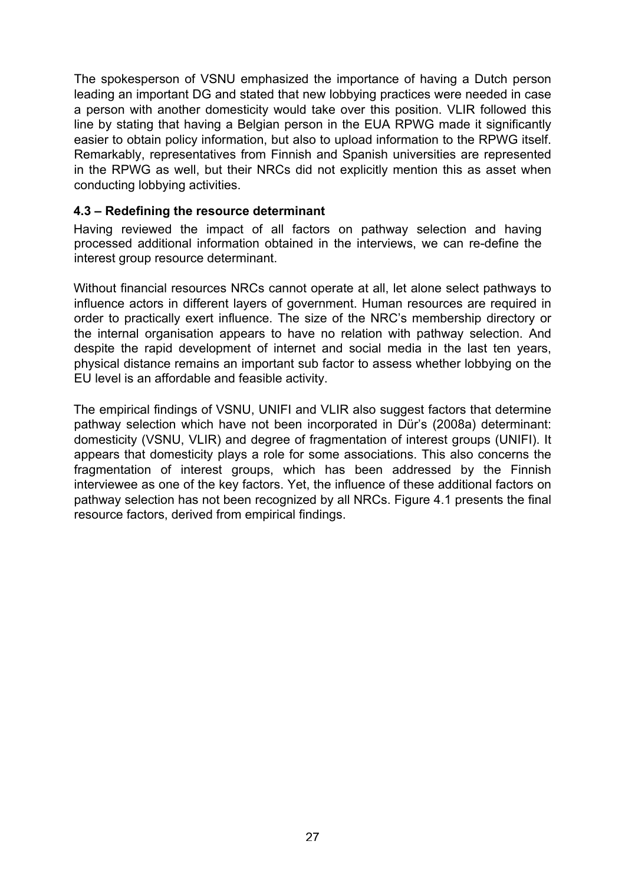The spokesperson of VSNU emphasized the importance of having a Dutch person leading an important DG and stated that new lobbying practices were needed in case a person with another domesticity would take over this position. VLIR followed this line by stating that having a Belgian person in the EUA RPWG made it significantly easier to obtain policy information, but also to upload information to the RPWG itself. Remarkably, representatives from Finnish and Spanish universities are represented in the RPWG as well, but their NRCs did not explicitly mention this as asset when conducting lobbying activities.

### 4.3 – Redefining the resource determinant

Having reviewed the impact of all factors on pathway selection and having processed additional information obtained in the interviews, we can re-define the interest group resource determinant.

Without financial resources NRCs cannot operate at all, let alone select pathways to influence actors in different layers of government. Human resources are required in order to practically exert influence. The size of the NRC's membership directory or the internal organisation appears to have no relation with pathway selection. And despite the rapid development of internet and social media in the last ten years, physical distance remains an important sub factor to assess whether lobbying on the EU level is an affordable and feasible activity.

The empirical findings of VSNU, UNIFI and VLIR also suggest factors that determine pathway selection which have not been incorporated in Dür's (2008a) determinant: domesticity (VSNU, VLIR) and degree of fragmentation of interest groups (UNIFI). It appears that domesticity plays a role for some associations. This also concerns the fragmentation of interest groups, which has been addressed by the Finnish interviewee as one of the key factors. Yet, the influence of these additional factors on pathway selection has not been recognized by all NRCs. Figure 4.1 presents the final resource factors, derived from empirical findings.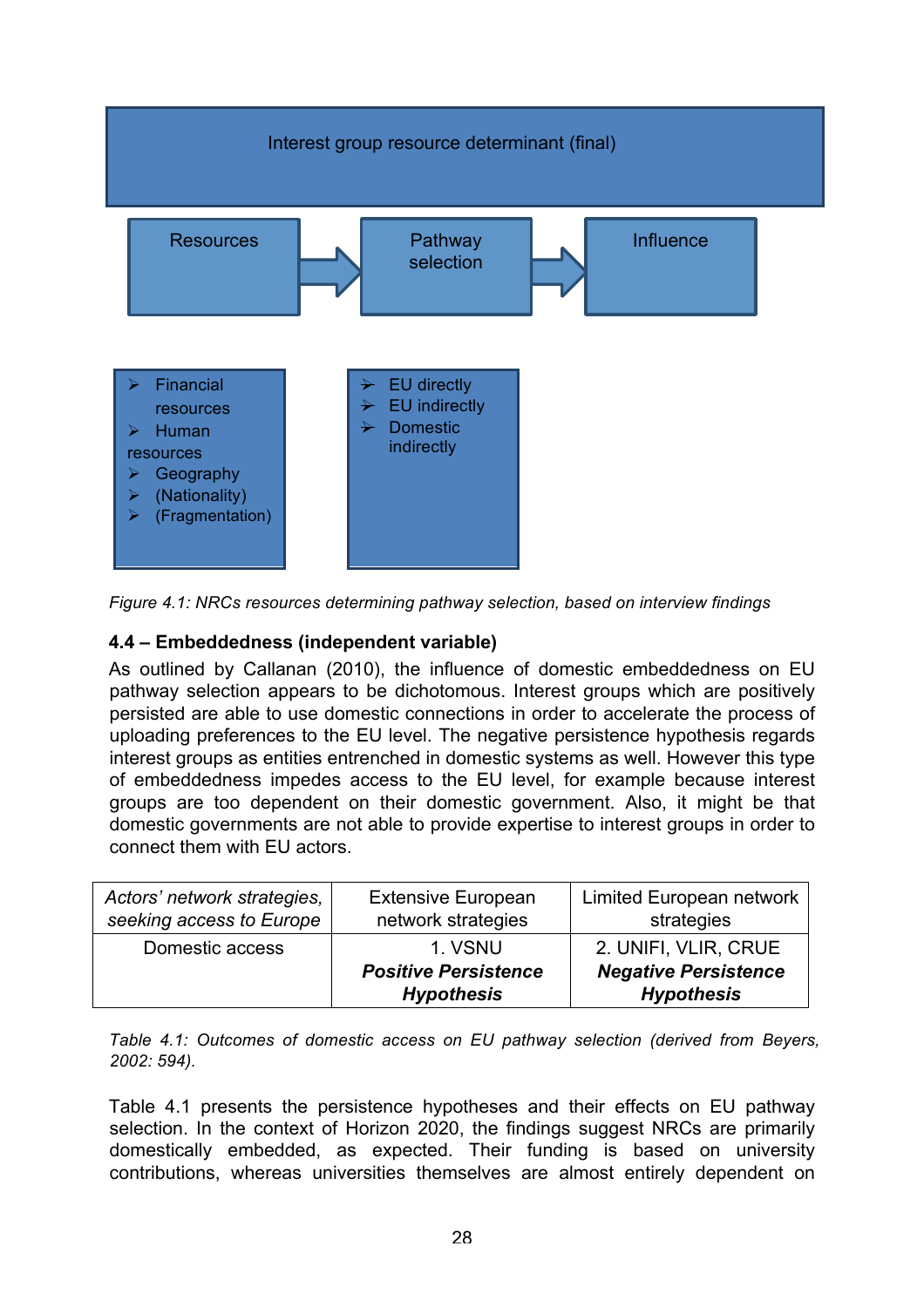Interest group resource determinant (final)

Resources → Pathway selection → Influence

- Financial resources
- Human resources
- Geography
- (Nationality)
- (Fragmentation)

- EU directly
- EU indirectly
- Domestic indirectly

*Figure 4.1: NRCs resources determining pathway selection, based on interview findings*

### 4.4 – Embeddedness (independent variable)

As outlined by Callanan (2010), the influence of domestic embeddedness on EU pathway selection appears to be dichotomous. Interest groups which are positively persisted are able to use domestic connections in order to accelerate the process of uploading preferences to the EU level. The negative persistence hypothesis regards interest groups as entities entrenched in domestic systems as well. However this type of embeddedness impedes access to the EU level, for example because interest groups are too dependent on their domestic government. Also, it might be that domestic governments are not able to provide expertise to interest groups in order to connect them with EU actors.

| *Actors' network strategies, seeking access to Europe* | Extensive European network strategies | Limited European network strategies |
|---|---|---|
| Domestic access | 1. VSNU ***Positive Persistence Hypothesis*** | 2. UNIFI, VLIR, CRUE ***Negative Persistence Hypothesis*** |

*Table 4.1: Outcomes of domestic access on EU pathway selection (derived from Beyers, 2002: 594).*

Table 4.1 presents the persistence hypotheses and their effects on EU pathway selection. In the context of Horizon 2020, the findings suggest NRCs are primarily domestically embedded, as expected. Their funding is based on university contributions, whereas universities themselves are almost entirely dependent on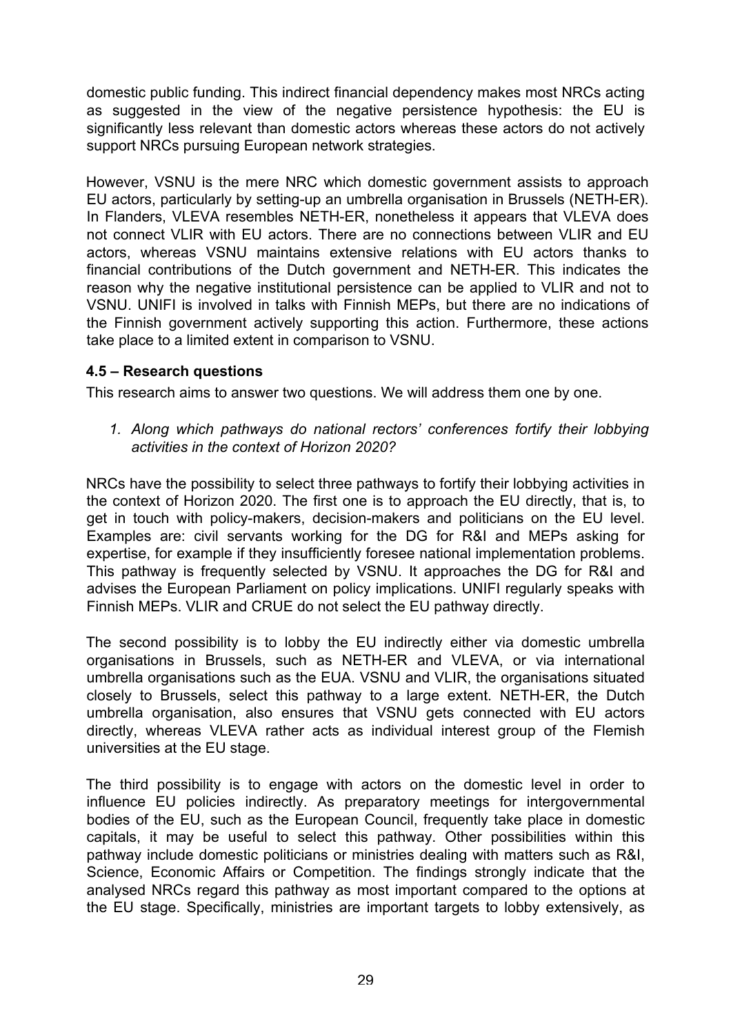domestic public funding. This indirect financial dependency makes most NRCs acting as suggested in the view of the negative persistence hypothesis: the EU is significantly less relevant than domestic actors whereas these actors do not actively support NRCs pursuing European network strategies.

However, VSNU is the mere NRC which domestic government assists to approach EU actors, particularly by setting-up an umbrella organisation in Brussels (NETH-ER). In Flanders, VLEVA resembles NETH-ER, nonetheless it appears that VLEVA does not connect VLIR with EU actors. There are no connections between VLIR and EU actors, whereas VSNU maintains extensive relations with EU actors thanks to financial contributions of the Dutch government and NETH-ER. This indicates the reason why the negative institutional persistence can be applied to VLIR and not to VSNU. UNIFI is involved in talks with Finnish MEPs, but there are no indications of the Finnish government actively supporting this action. Furthermore, these actions take place to a limited extent in comparison to VSNU.

### 4.5 – Research questions

This research aims to answer two questions. We will address them one by one.

1. *Along which pathways do national rectors' conferences fortify their lobbying activities in the context of Horizon 2020?*

NRCs have the possibility to select three pathways to fortify their lobbying activities in the context of Horizon 2020. The first one is to approach the EU directly, that is, to get in touch with policy-makers, decision-makers and politicians on the EU level. Examples are: civil servants working for the DG for R&I and MEPs asking for expertise, for example if they insufficiently foresee national implementation problems. This pathway is frequently selected by VSNU. It approaches the DG for R&I and advises the European Parliament on policy implications. UNIFI regularly speaks with Finnish MEPs. VLIR and CRUE do not select the EU pathway directly.

The second possibility is to lobby the EU indirectly either via domestic umbrella organisations in Brussels, such as NETH-ER and VLEVA, or via international umbrella organisations such as the EUA. VSNU and VLIR, the organisations situated closely to Brussels, select this pathway to a large extent. NETH-ER, the Dutch umbrella organisation, also ensures that VSNU gets connected with EU actors directly, whereas VLEVA rather acts as individual interest group of the Flemish universities at the EU stage.

The third possibility is to engage with actors on the domestic level in order to influence EU policies indirectly. As preparatory meetings for intergovernmental bodies of the EU, such as the European Council, frequently take place in domestic capitals, it may be useful to select this pathway. Other possibilities within this pathway include domestic politicians or ministries dealing with matters such as R&I, Science, Economic Affairs or Competition. The findings strongly indicate that the analysed NRCs regard this pathway as most important compared to the options at the EU stage. Specifically, ministries are important targets to lobby extensively, as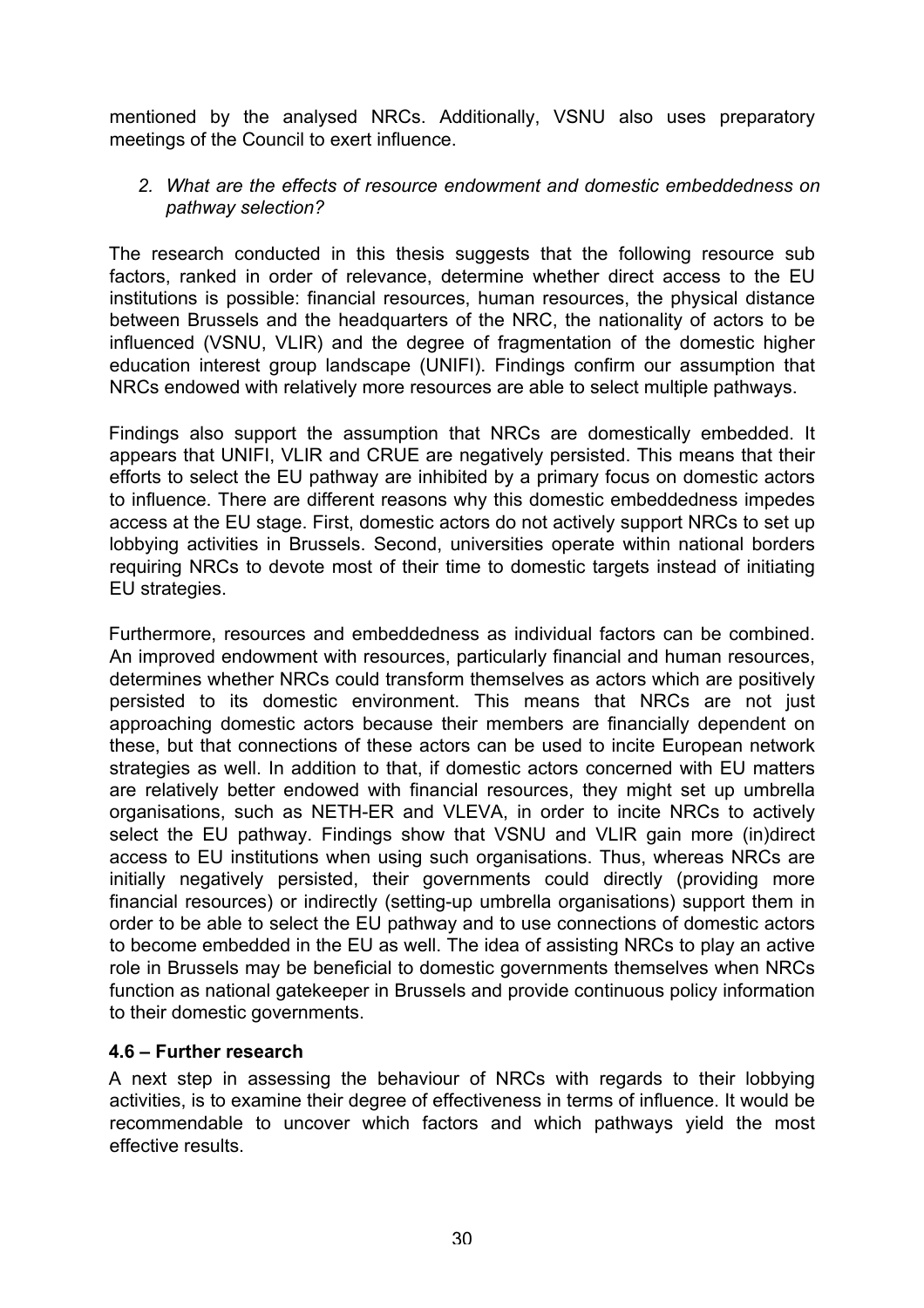mentioned by the analysed NRCs. Additionally, VSNU also uses preparatory meetings of the Council to exert influence.

2. *What are the effects of resource endowment and domestic embeddedness on pathway selection?*

The research conducted in this thesis suggests that the following resource sub factors, ranked in order of relevance, determine whether direct access to the EU institutions is possible: financial resources, human resources, the physical distance between Brussels and the headquarters of the NRC, the nationality of actors to be influenced (VSNU, VLIR) and the degree of fragmentation of the domestic higher education interest group landscape (UNIFI). Findings confirm our assumption that NRCs endowed with relatively more resources are able to select multiple pathways.

Findings also support the assumption that NRCs are domestically embedded. It appears that UNIFI, VLIR and CRUE are negatively persisted. This means that their efforts to select the EU pathway are inhibited by a primary focus on domestic actors to influence. There are different reasons why this domestic embeddedness impedes access at the EU stage. First, domestic actors do not actively support NRCs to set up lobbying activities in Brussels. Second, universities operate within national borders requiring NRCs to devote most of their time to domestic targets instead of initiating EU strategies.

Furthermore, resources and embeddedness as individual factors can be combined. An improved endowment with resources, particularly financial and human resources, determines whether NRCs could transform themselves as actors which are positively persisted to its domestic environment. This means that NRCs are not just approaching domestic actors because their members are financially dependent on these, but that connections of these actors can be used to incite European network strategies as well. In addition to that, if domestic actors concerned with EU matters are relatively better endowed with financial resources, they might set up umbrella organisations, such as NETH-ER and VLEVA, in order to incite NRCs to actively select the EU pathway. Findings show that VSNU and VLIR gain more (in)direct access to EU institutions when using such organisations. Thus, whereas NRCs are initially negatively persisted, their governments could directly (providing more financial resources) or indirectly (setting-up umbrella organisations) support them in order to be able to select the EU pathway and to use connections of domestic actors to become embedded in the EU as well. The idea of assisting NRCs to play an active role in Brussels may be beneficial to domestic governments themselves when NRCs function as national gatekeeper in Brussels and provide continuous policy information to their domestic governments.

### 4.6 – Further research

A next step in assessing the behaviour of NRCs with regards to their lobbying activities, is to examine their degree of effectiveness in terms of influence. It would be recommendable to uncover which factors and which pathways yield the most effective results.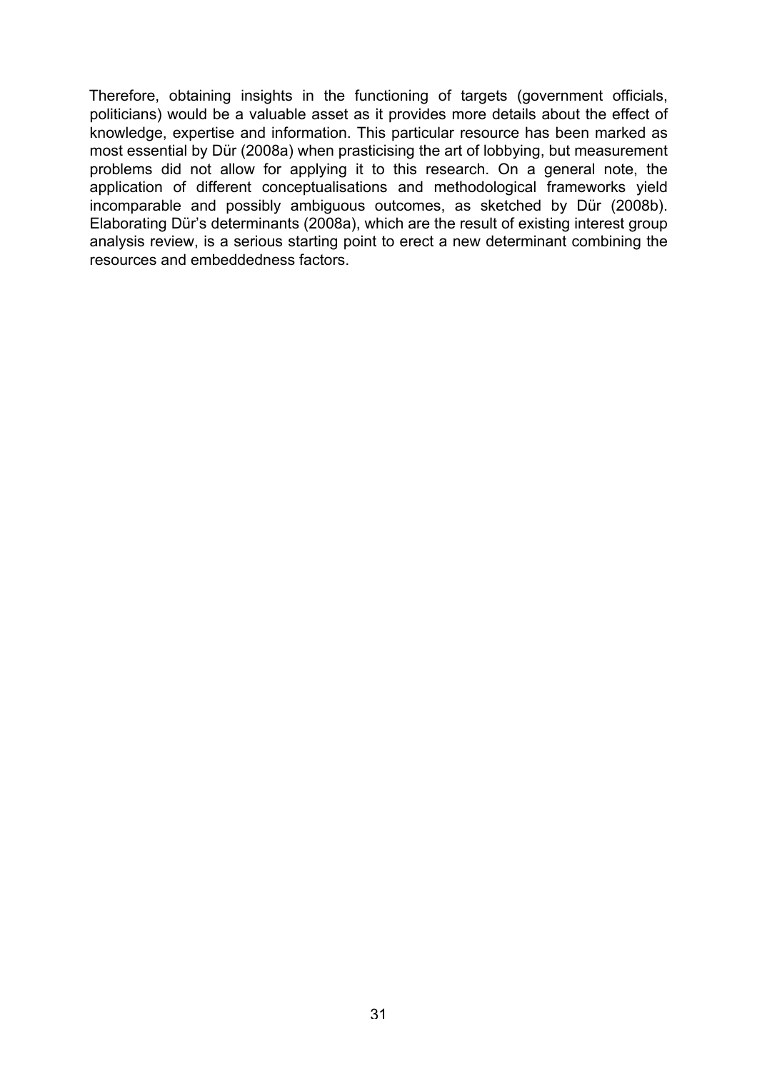Therefore, obtaining insights in the functioning of targets (government officials, politicians) would be a valuable asset as it provides more details about the effect of knowledge, expertise and information. This particular resource has been marked as most essential by Dür (2008a) when prasticising the art of lobbying, but measurement problems did not allow for applying it to this research. On a general note, the application of different conceptualisations and methodological frameworks yield incomparable and possibly ambiguous outcomes, as sketched by Dür (2008b). Elaborating Dür's determinants (2008a), which are the result of existing interest group analysis review, is a serious starting point to erect a new determinant combining the resources and embeddedness factors.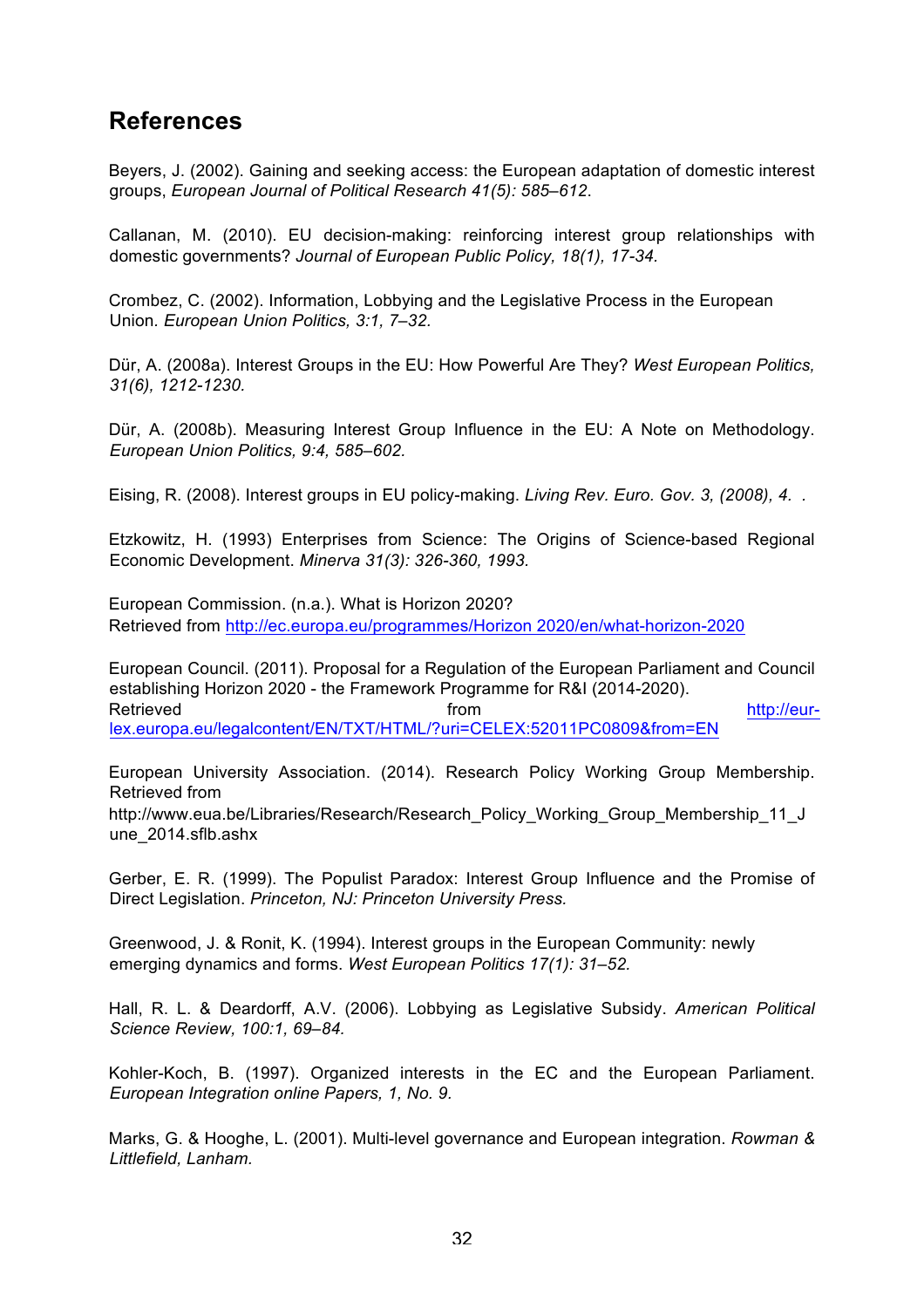## References

Beyers, J. (2002). Gaining and seeking access: the European adaptation of domestic interest groups, *European Journal of Political Research 41(5): 585–612*.

Callanan, M. (2010). EU decision-making: reinforcing interest group relationships with domestic governments? *Journal of European Public Policy, 18(1), 17-34.*

Crombez, C. (2002). Information, Lobbying and the Legislative Process in the European Union. *European Union Politics, 3:1, 7–32.*

Dür, A. (2008a). Interest Groups in the EU: How Powerful Are They? *West European Politics, 31(6), 1212-1230.*

Dür, A. (2008b). Measuring Interest Group Influence in the EU: A Note on Methodology. *European Union Politics, 9:4, 585–602.*

Eising, R. (2008). Interest groups in EU policy-making. *Living Rev. Euro. Gov. 3, (2008), 4.* .

Etzkowitz, H. (1993) Enterprises from Science: The Origins of Science-based Regional Economic Development. *Minerva 31(3): 326-360, 1993.*

European Commission. (n.a.). What is Horizon 2020?
Retrieved from http://ec.europa.eu/programmes/Horizon 2020/en/what-horizon-2020

European Council. (2011). Proposal for a Regulation of the European Parliament and Council establishing Horizon 2020 - the Framework Programme for R&I (2014-2020).
Retrieved from http://eur-lex.europa.eu/legalcontent/EN/TXT/HTML/?uri=CELEX:52011PC0809&from=EN

European University Association. (2014). Research Policy Working Group Membership. Retrieved from
http://www.eua.be/Libraries/Research/Research_Policy_Working_Group_Membership_11_June_2014.sflb.ashx

Gerber, E. R. (1999). The Populist Paradox: Interest Group Influence and the Promise of Direct Legislation. *Princeton, NJ: Princeton University Press.*

Greenwood, J. & Ronit, K. (1994). Interest groups in the European Community: newly emerging dynamics and forms. *West European Politics 17(1): 31–52.*

Hall, R. L. & Deardorff, A.V. (2006). Lobbying as Legislative Subsidy. *American Political Science Review, 100:1, 69–84.*

Kohler-Koch, B. (1997). Organized interests in the EC and the European Parliament. *European Integration online Papers, 1, No. 9.*

Marks, G. & Hooghe, L. (2001). Multi-level governance and European integration. *Rowman & Littlefield, Lanham.*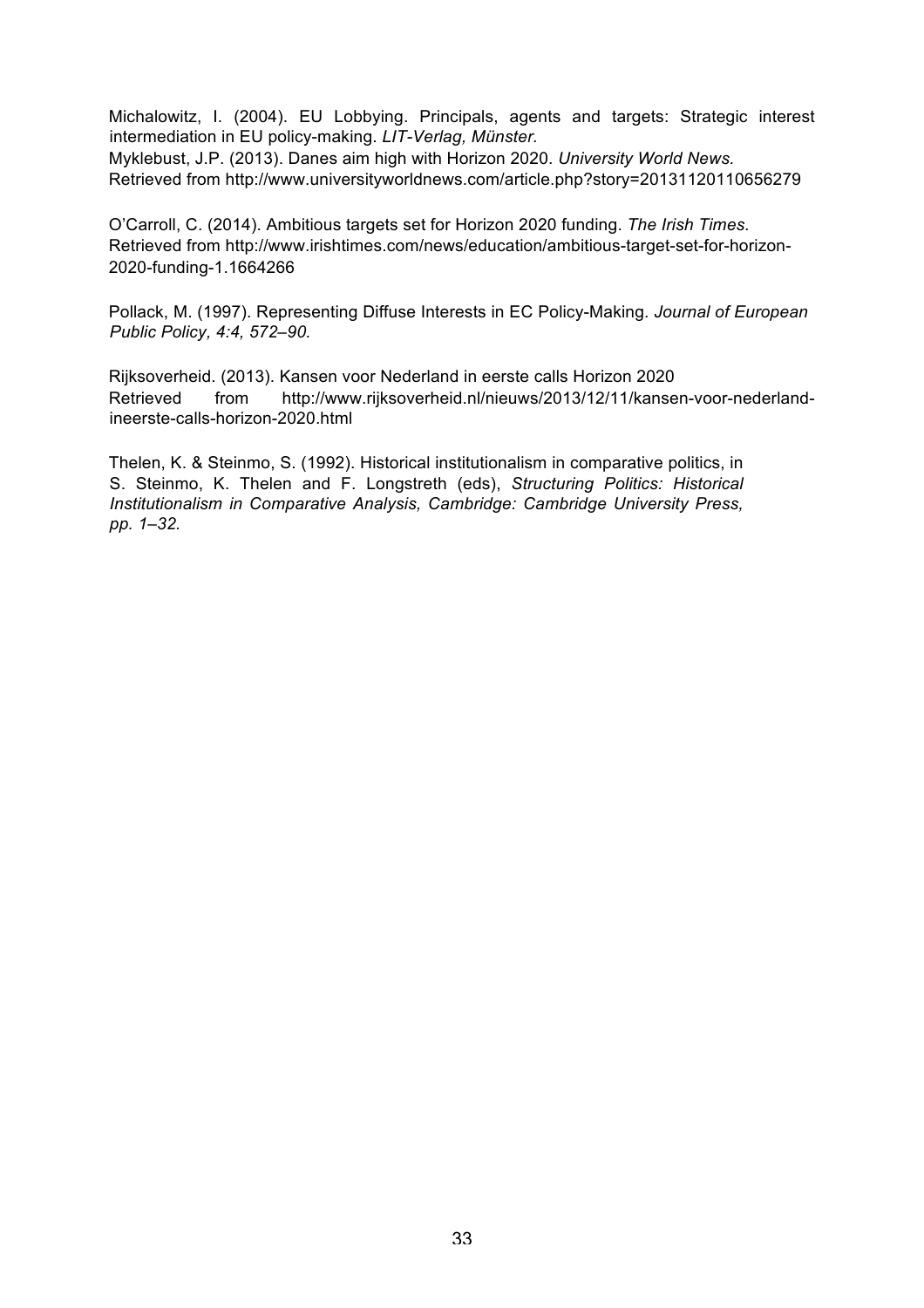Michalowitz, I. (2004). EU Lobbying. Principals, agents and targets: Strategic interest intermediation in EU policy-making. *LIT-Verlag, Münster.*

Myklebust, J.P. (2013). Danes aim high with Horizon 2020. *University World News.* Retrieved from http://www.universityworldnews.com/article.php?story=20131120110656279

O'Carroll, C. (2014). Ambitious targets set for Horizon 2020 funding. *The Irish Times.* Retrieved from http://www.irishtimes.com/news/education/ambitious-target-set-for-horizon-2020-funding-1.1664266

Pollack, M. (1997). Representing Diffuse Interests in EC Policy-Making. *Journal of European Public Policy, 4:4, 572–90.*

Rijksoverheid. (2013). Kansen voor Nederland in eerste calls Horizon 2020 Retrieved from http://www.rijksoverheid.nl/nieuws/2013/12/11/kansen-voor-nederland-ineerste-calls-horizon-2020.html

Thelen, K. & Steinmo, S. (1992). Historical institutionalism in comparative politics, in S. Steinmo, K. Thelen and F. Longstreth (eds), *Structuring Politics: Historical Institutionalism in Comparative Analysis, Cambridge: Cambridge University Press, pp. 1–32.*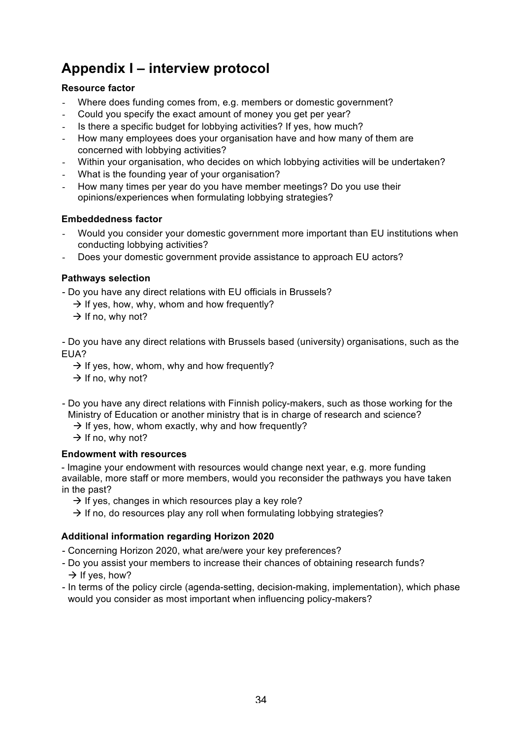# Appendix I – interview protocol

**Resource factor**

- Where does funding comes from, e.g. members or domestic government?
- Could you specify the exact amount of money you get per year?
- Is there a specific budget for lobbying activities? If yes, how much?
- How many employees does your organisation have and how many of them are concerned with lobbying activities?
- Within your organisation, who decides on which lobbying activities will be undertaken?
- What is the founding year of your organisation?
- How many times per year do you have member meetings? Do you use their opinions/experiences when formulating lobbying strategies?

**Embeddedness factor**

- Would you consider your domestic government more important than EU institutions when conducting lobbying activities?
- Does your domestic government provide assistance to approach EU actors?

**Pathways selection**

- Do you have any direct relations with EU officials in Brussels?
  → If yes, how, why, whom and how frequently?
  → If no, why not?

- Do you have any direct relations with Brussels based (university) organisations, such as the EUA?
  → If yes, how, whom, why and how frequently?
  → If no, why not?

- Do you have any direct relations with Finnish policy-makers, such as those working for the Ministry of Education or another ministry that is in charge of research and science?
  → If yes, how, whom exactly, why and how frequently?
  → If no, why not?

**Endowment with resources**

- Imagine your endowment with resources would change next year, e.g. more funding available, more staff or more members, would you reconsider the pathways you have taken in the past?
  → If yes, changes in which resources play a key role?
  → If no, do resources play any roll when formulating lobbying strategies?

**Additional information regarding Horizon 2020**

- Concerning Horizon 2020, what are/were your key preferences?
- Do you assist your members to increase their chances of obtaining research funds?
  → If yes, how?
- In terms of the policy circle (agenda-setting, decision-making, implementation), which phase would you consider as most important when influencing policy-makers?